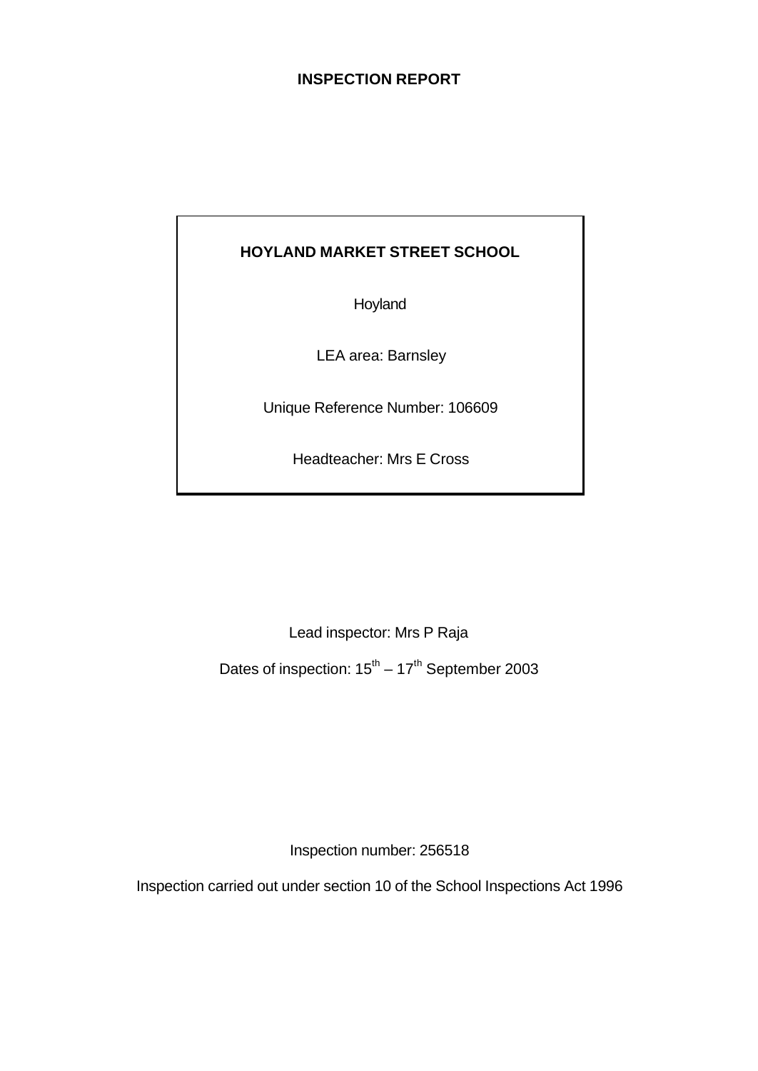# INSPECTION REPORT

## HOYLAND MARKET STREET SCHOOL

Hoyland

LEA area: Barnsley

Unique Reference Number: 106609

Headteacher: Mrs E Cross

Lead inspector: Mrs P Raja

Dates of inspection: 15th – 17th September 2003

Inspection number: 256518

Inspection carried out under section 10 of the School Inspections Act 1996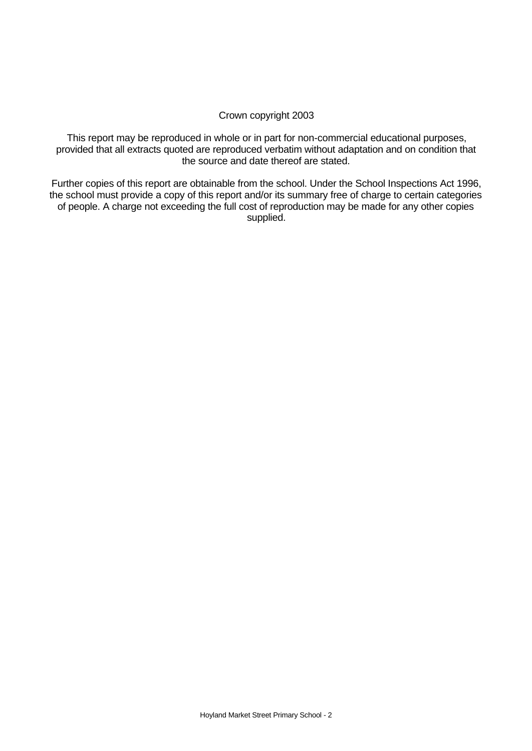Crown copyright 2003

This report may be reproduced in whole or in part for non-commercial educational purposes, provided that all extracts quoted are reproduced verbatim without adaptation and on condition that the source and date thereof are stated.

Further copies of this report are obtainable from the school. Under the School Inspections Act 1996, the school must provide a copy of this report and/or its summary free of charge to certain categories of people. A charge not exceeding the full cost of reproduction may be made for any other copies supplied.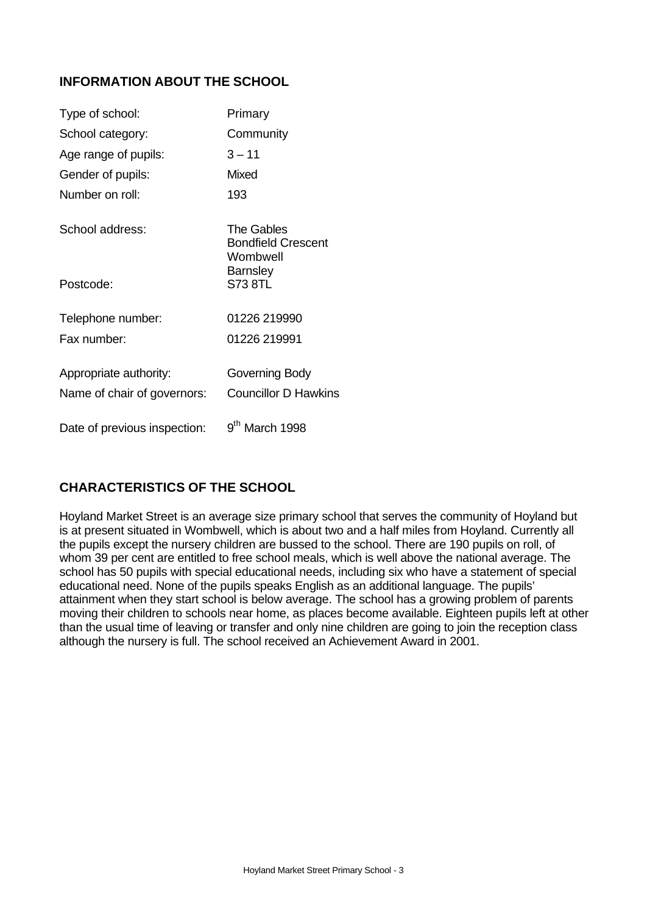## INFORMATION ABOUT THE SCHOOL

| | |
|---|---|
| Type of school: | Primary |
| School category: | Community |
| Age range of pupils: | 3 – 11 |
| Gender of pupils: | Mixed |
| Number on roll: | 193 |
| School address: | The Gables<br>Bondfield Crescent<br>Wombwell<br>Barnsley |
| Postcode: | S73 8TL |
| Telephone number: | 01226 219990 |
| Fax number: | 01226 219991 |
| Appropriate authority: | Governing Body |
| Name of chair of governors: | Councillor D Hawkins |
| Date of previous inspection: | 9th March 1998 |

## CHARACTERISTICS OF THE SCHOOL

Hoyland Market Street is an average size primary school that serves the community of Hoyland but is at present situated in Wombwell, which is about two and a half miles from Hoyland. Currently all the pupils except the nursery children are bussed to the school. There are 190 pupils on roll, of whom 39 per cent are entitled to free school meals, which is well above the national average. The school has 50 pupils with special educational needs, including six who have a statement of special educational need. None of the pupils speaks English as an additional language. The pupils' attainment when they start school is below average. The school has a growing problem of parents moving their children to schools near home, as places become available. Eighteen pupils left at other than the usual time of leaving or transfer and only nine children are going to join the reception class although the nursery is full. The school received an Achievement Award in 2001.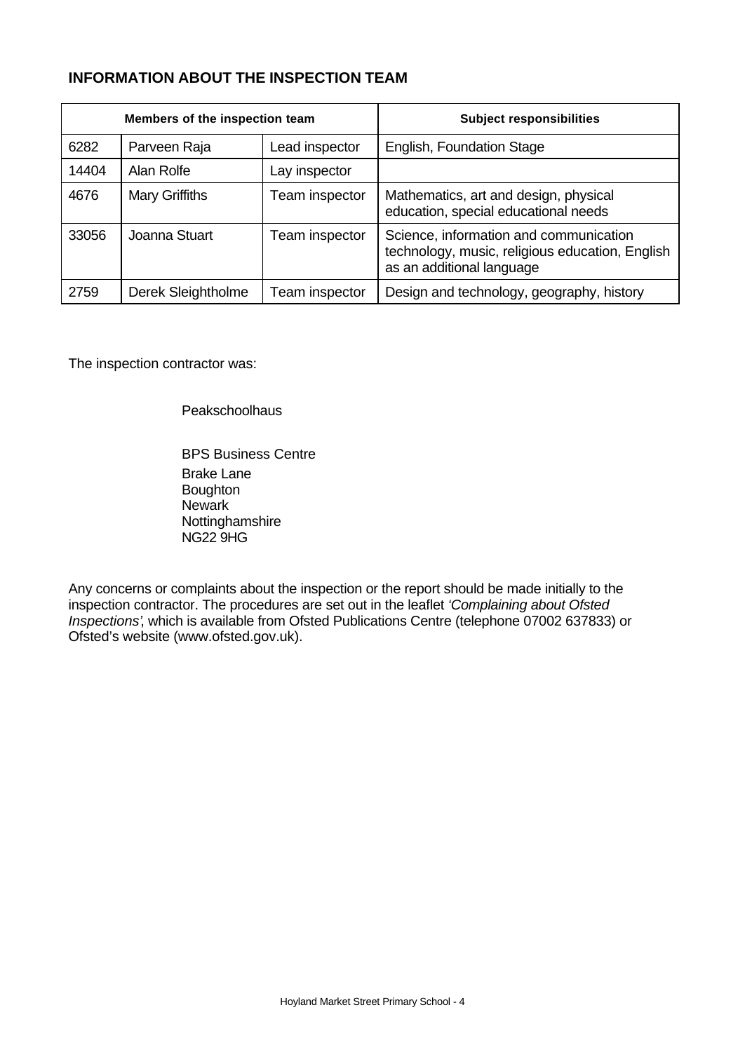## INFORMATION ABOUT THE INSPECTION TEAM

| Members of the inspection team | | | Subject responsibilities |
|---|---|---|---|
| 6282 | Parveen Raja | Lead inspector | English, Foundation Stage |
| 14404 | Alan Rolfe | Lay inspector | |
| 4676 | Mary Griffiths | Team inspector | Mathematics, art and design, physical education, special educational needs |
| 33056 | Joanna Stuart | Team inspector | Science, information and communication technology, music, religious education, English as an additional language |
| 2759 | Derek Sleightholme | Team inspector | Design and technology, geography, history |

The inspection contractor was:

Peakschoolhaus

BPS Business Centre
Brake Lane
Boughton
Newark
Nottinghamshire
NG22 9HG

Any concerns or complaints about the inspection or the report should be made initially to the inspection contractor. The procedures are set out in the leaflet *'Complaining about Ofsted Inspections'*, which is available from Ofsted Publications Centre (telephone 07002 637833) or Ofsted's website (www.ofsted.gov.uk).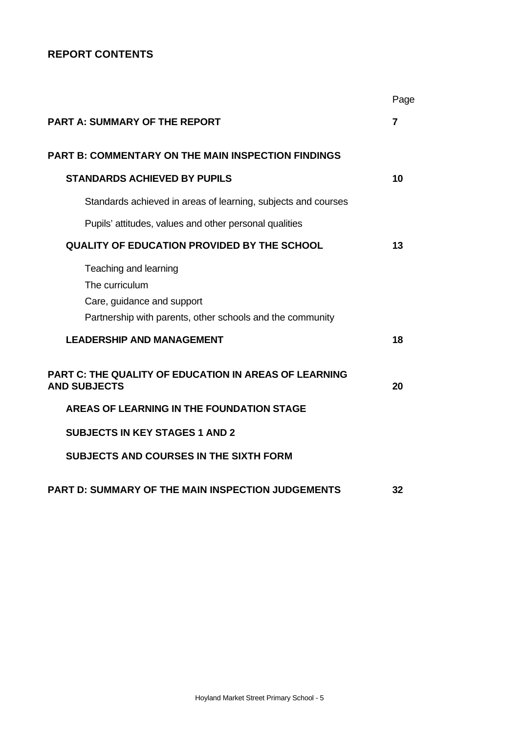## REPORT CONTENTS

| | Page |
|---|---|
| **PART A: SUMMARY OF THE REPORT** | **7** |
| **PART B: COMMENTARY ON THE MAIN INSPECTION FINDINGS** | |
| **STANDARDS ACHIEVED BY PUPILS** | **10** |
| Standards achieved in areas of learning, subjects and courses | |
| Pupils' attitudes, values and other personal qualities | |
| **QUALITY OF EDUCATION PROVIDED BY THE SCHOOL** | **13** |
| Teaching and learning | |
| The curriculum | |
| Care, guidance and support | |
| Partnership with parents, other schools and the community | |
| **LEADERSHIP AND MANAGEMENT** | **18** |
| **PART C: THE QUALITY OF EDUCATION IN AREAS OF LEARNING AND SUBJECTS** | **20** |
| **AREAS OF LEARNING IN THE FOUNDATION STAGE** | |
| **SUBJECTS IN KEY STAGES 1 AND 2** | |
| **SUBJECTS AND COURSES IN THE SIXTH FORM** | |
| **PART D: SUMMARY OF THE MAIN INSPECTION JUDGEMENTS** | **32** |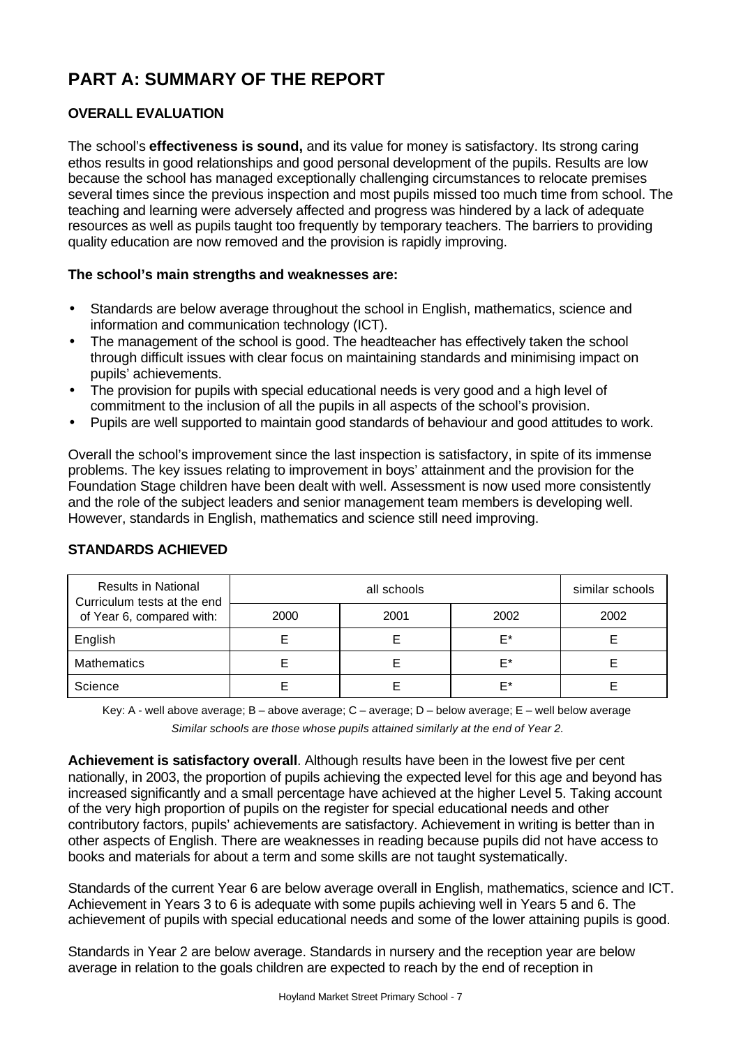# PART A: SUMMARY OF THE REPORT

## OVERALL EVALUATION

The school's **effectiveness is sound,** and its value for money is satisfactory. Its strong caring ethos results in good relationships and good personal development of the pupils. Results are low because the school has managed exceptionally challenging circumstances to relocate premises several times since the previous inspection and most pupils missed too much time from school. The teaching and learning were adversely affected and progress was hindered by a lack of adequate resources as well as pupils taught too frequently by temporary teachers. The barriers to providing quality education are now removed and the provision is rapidly improving.

**The school's main strengths and weaknesses are:**

- Standards are below average throughout the school in English, mathematics, science and information and communication technology (ICT).
- The management of the school is good. The headteacher has effectively taken the school through difficult issues with clear focus on maintaining standards and minimising impact on pupils' achievements.
- The provision for pupils with special educational needs is very good and a high level of commitment to the inclusion of all the pupils in all aspects of the school's provision.
- Pupils are well supported to maintain good standards of behaviour and good attitudes to work.

Overall the school's improvement since the last inspection is satisfactory, in spite of its immense problems. The key issues relating to improvement in boys' attainment and the provision for the Foundation Stage children have been dealt with well. Assessment is now used more consistently and the role of the subject leaders and senior management team members is developing well. However, standards in English, mathematics and science still need improving.

## STANDARDS ACHIEVED

| Results in National Curriculum tests at the end of Year 6, compared with: | all schools | | | similar schools |
|---|---|---|---|---|
| | 2000 | 2001 | 2002 | 2002 |
| English | E | E | E* | E |
| Mathematics | E | E | E* | E |
| Science | E | E | E* | E |

Key: A - well above average; B – above average; C – average; D – below average; E – well below average

*Similar schools are those whose pupils attained similarly at the end of Year 2.*

**Achievement is satisfactory overall**. Although results have been in the lowest five per cent nationally, in 2003, the proportion of pupils achieving the expected level for this age and beyond has increased significantly and a small percentage have achieved at the higher Level 5. Taking account of the very high proportion of pupils on the register for special educational needs and other contributory factors, pupils' achievements are satisfactory. Achievement in writing is better than in other aspects of English. There are weaknesses in reading because pupils did not have access to books and materials for about a term and some skills are not taught systematically.

Standards of the current Year 6 are below average overall in English, mathematics, science and ICT. Achievement in Years 3 to 6 is adequate with some pupils achieving well in Years 5 and 6. The achievement of pupils with special educational needs and some of the lower attaining pupils is good.

Standards in Year 2 are below average. Standards in nursery and the reception year are below average in relation to the goals children are expected to reach by the end of reception in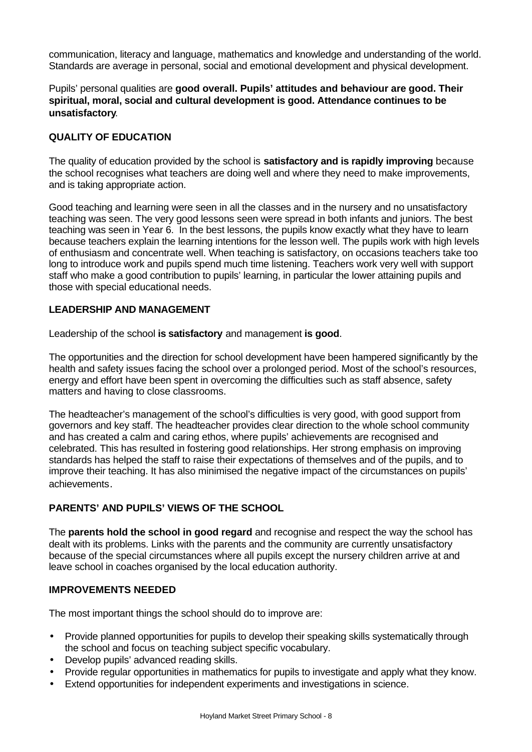communication, literacy and language, mathematics and knowledge and understanding of the world. Standards are average in personal, social and emotional development and physical development.

Pupils' personal qualities are **good overall. Pupils' attitudes and behaviour are good. Their spiritual, moral, social and cultural development is good. Attendance continues to be unsatisfactory**.

### QUALITY OF EDUCATION

The quality of education provided by the school is **satisfactory and is rapidly improving** because the school recognises what teachers are doing well and where they need to make improvements, and is taking appropriate action.

Good teaching and learning were seen in all the classes and in the nursery and no unsatisfactory teaching was seen. The very good lessons seen were spread in both infants and juniors. The best teaching was seen in Year 6. In the best lessons, the pupils know exactly what they have to learn because teachers explain the learning intentions for the lesson well. The pupils work with high levels of enthusiasm and concentrate well. When teaching is satisfactory, on occasions teachers take too long to introduce work and pupils spend much time listening. Teachers work very well with support staff who make a good contribution to pupils' learning, in particular the lower attaining pupils and those with special educational needs.

### LEADERSHIP AND MANAGEMENT

Leadership of the school **is satisfactory** and management **is good**.

The opportunities and the direction for school development have been hampered significantly by the health and safety issues facing the school over a prolonged period. Most of the school's resources, energy and effort have been spent in overcoming the difficulties such as staff absence, safety matters and having to close classrooms.

The headteacher's management of the school's difficulties is very good, with good support from governors and key staff. The headteacher provides clear direction to the whole school community and has created a calm and caring ethos, where pupils' achievements are recognised and celebrated. This has resulted in fostering good relationships. Her strong emphasis on improving standards has helped the staff to raise their expectations of themselves and of the pupils, and to improve their teaching. It has also minimised the negative impact of the circumstances on pupils' achievements.

### PARENTS' AND PUPILS' VIEWS OF THE SCHOOL

The **parents hold the school in good regard** and recognise and respect the way the school has dealt with its problems. Links with the parents and the community are currently unsatisfactory because of the special circumstances where all pupils except the nursery children arrive at and leave school in coaches organised by the local education authority.

### IMPROVEMENTS NEEDED

The most important things the school should do to improve are:

- Provide planned opportunities for pupils to develop their speaking skills systematically through the school and focus on teaching subject specific vocabulary.
- Develop pupils' advanced reading skills.
- Provide regular opportunities in mathematics for pupils to investigate and apply what they know.
- Extend opportunities for independent experiments and investigations in science.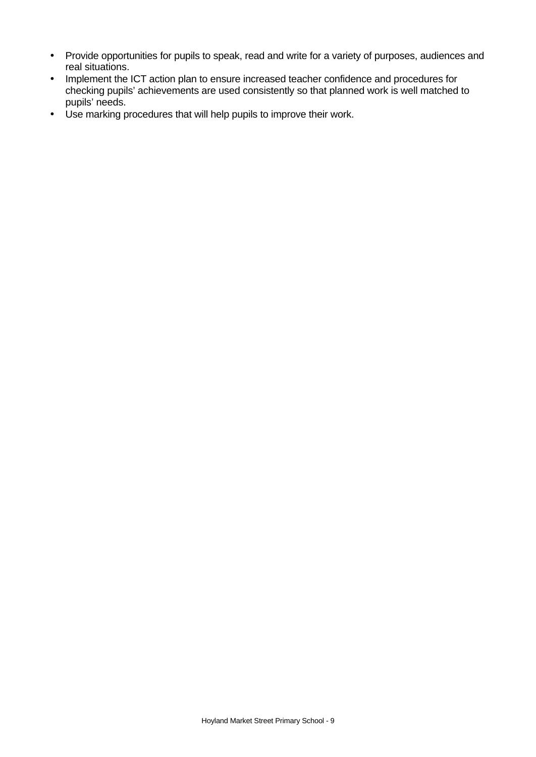- Provide opportunities for pupils to speak, read and write for a variety of purposes, audiences and real situations.
- Implement the ICT action plan to ensure increased teacher confidence and procedures for checking pupils' achievements are used consistently so that planned work is well matched to pupils' needs.
- Use marking procedures that will help pupils to improve their work.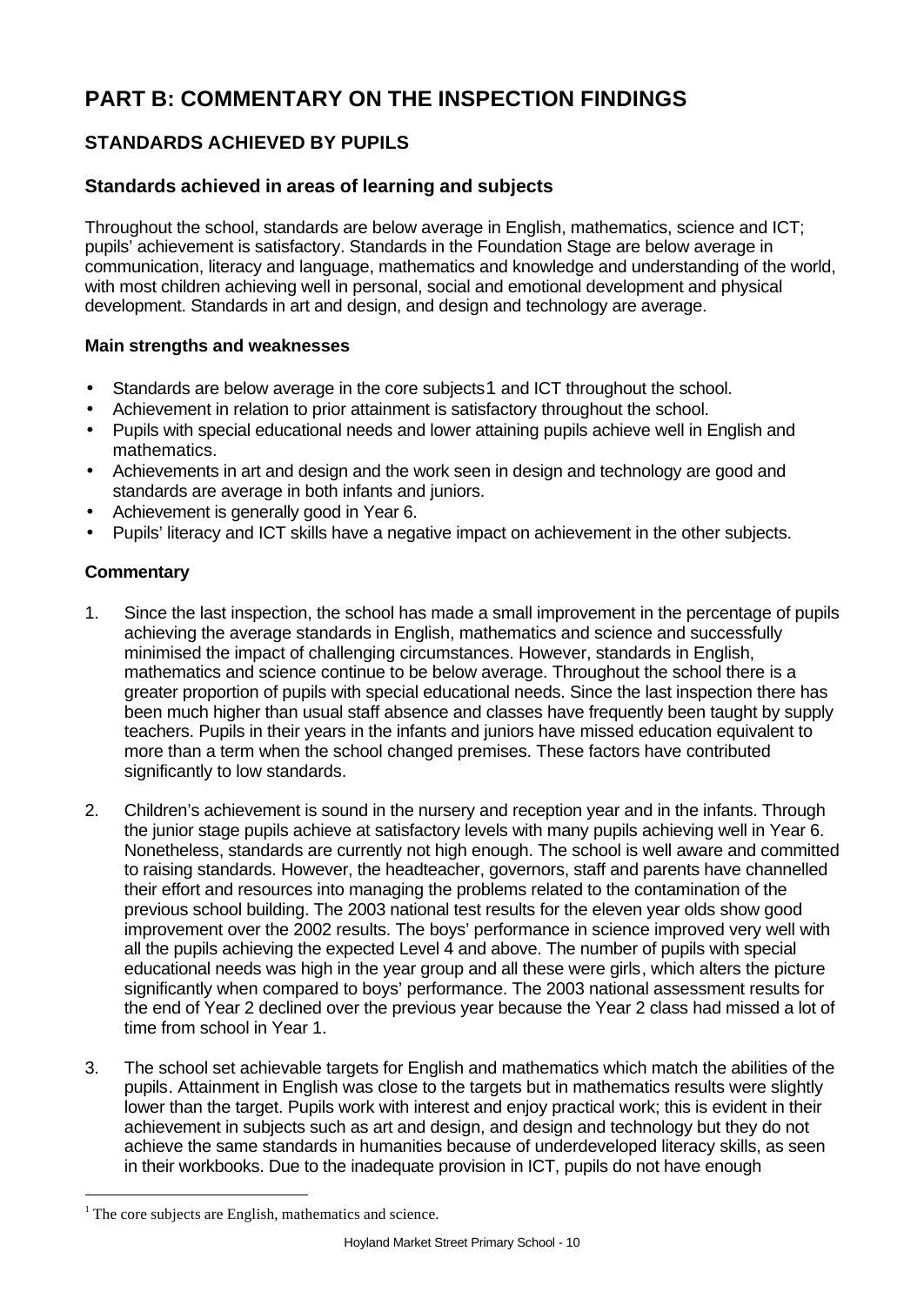# PART B: COMMENTARY ON THE INSPECTION FINDINGS

## STANDARDS ACHIEVED BY PUPILS

### Standards achieved in areas of learning and subjects

Throughout the school, standards are below average in English, mathematics, science and ICT; pupils' achievement is satisfactory. Standards in the Foundation Stage are below average in communication, literacy and language, mathematics and knowledge and understanding of the world, with most children achieving well in personal, social and emotional development and physical development. Standards in art and design, and design and technology are average.

**Main strengths and weaknesses**

- Standards are below average in the core subjects[1] and ICT throughout the school.
- Achievement in relation to prior attainment is satisfactory throughout the school.
- Pupils with special educational needs and lower attaining pupils achieve well in English and mathematics.
- Achievements in art and design and the work seen in design and technology are good and standards are average in both infants and juniors.
- Achievement is generally good in Year 6.
- Pupils' literacy and ICT skills have a negative impact on achievement in the other subjects.

**Commentary**

1. Since the last inspection, the school has made a small improvement in the percentage of pupils achieving the average standards in English, mathematics and science and successfully minimised the impact of challenging circumstances. However, standards in English, mathematics and science continue to be below average. Throughout the school there is a greater proportion of pupils with special educational needs. Since the last inspection there has been much higher than usual staff absence and classes have frequently been taught by supply teachers. Pupils in their years in the infants and juniors have missed education equivalent to more than a term when the school changed premises. These factors have contributed significantly to low standards.

2. Children's achievement is sound in the nursery and reception year and in the infants. Through the junior stage pupils achieve at satisfactory levels with many pupils achieving well in Year 6. Nonetheless, standards are currently not high enough. The school is well aware and committed to raising standards. However, the headteacher, governors, staff and parents have channelled their effort and resources into managing the problems related to the contamination of the previous school building. The 2003 national test results for the eleven year olds show good improvement over the 2002 results. The boys' performance in science improved very well with all the pupils achieving the expected Level 4 and above. The number of pupils with special educational needs was high in the year group and all these were girls, which alters the picture significantly when compared to boys' performance. The 2003 national assessment results for the end of Year 2 declined over the previous year because the Year 2 class had missed a lot of time from school in Year 1.

3. The school set achievable targets for English and mathematics which match the abilities of the pupils. Attainment in English was close to the targets but in mathematics results were slightly lower than the target. Pupils work with interest and enjoy practical work; this is evident in their achievement in subjects such as art and design, and design and technology but they do not achieve the same standards in humanities because of underdeveloped literacy skills, as seen in their workbooks. Due to the inadequate provision in ICT, pupils do not have enough

[1] The core subjects are English, mathematics and science.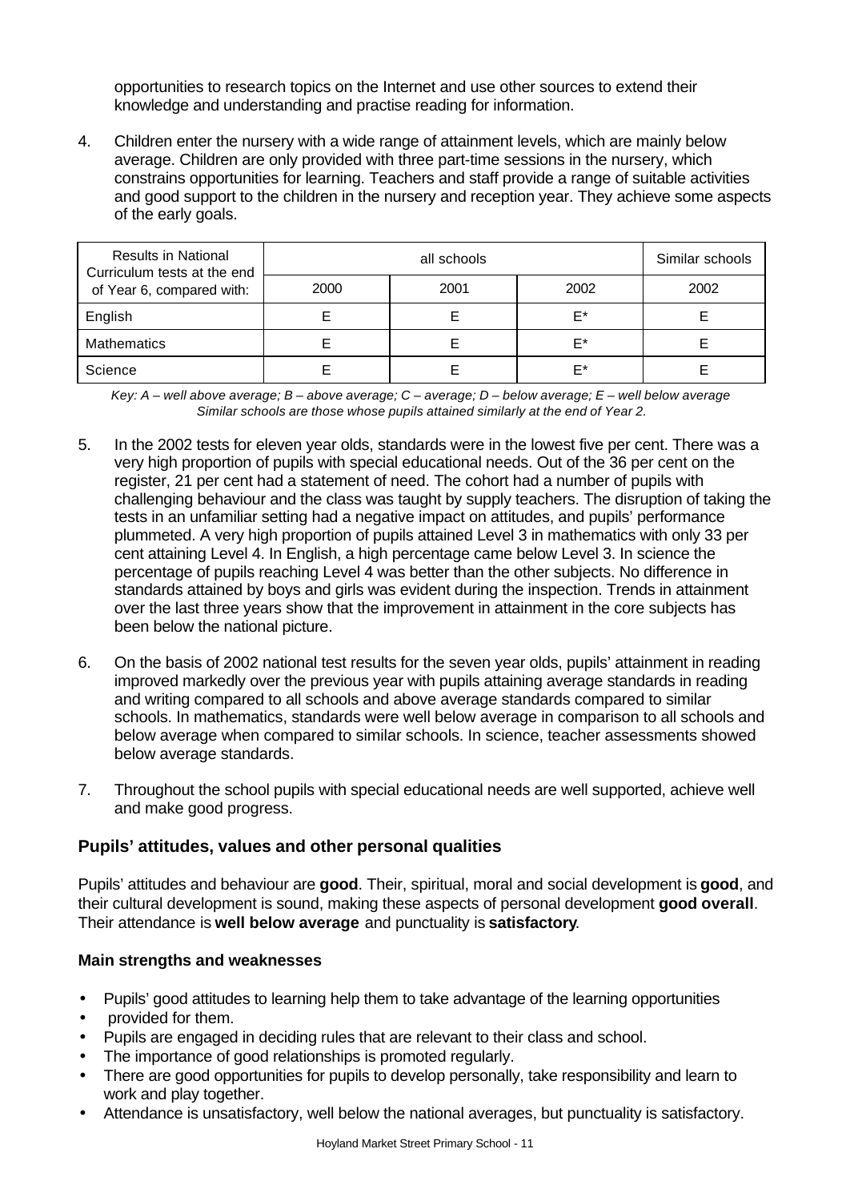opportunities to research topics on the Internet and use other sources to extend their knowledge and understanding and practise reading for information.

4. Children enter the nursery with a wide range of attainment levels, which are mainly below average. Children are only provided with three part-time sessions in the nursery, which constrains opportunities for learning. Teachers and staff provide a range of suitable activities and good support to the children in the nursery and reception year. They achieve some aspects of the early goals.

| Results in National Curriculum tests at the end of Year 6, compared with: | all schools | | | Similar schools |
|---|---|---|---|---|
| | 2000 | 2001 | 2002 | 2002 |
| English | E | E | E* | E |
| Mathematics | E | E | E* | E |
| Science | E | E | E* | E |

*Key: A – well above average; B – above average; C – average; D – below average; E – well below average*
*Similar schools are those whose pupils attained similarly at the end of Year 2.*

5. In the 2002 tests for eleven year olds, standards were in the lowest five per cent. There was a very high proportion of pupils with special educational needs. Out of the 36 per cent on the register, 21 per cent had a statement of need. The cohort had a number of pupils with challenging behaviour and the class was taught by supply teachers. The disruption of taking the tests in an unfamiliar setting had a negative impact on attitudes, and pupils' performance plummeted. A very high proportion of pupils attained Level 3 in mathematics with only 33 per cent attaining Level 4. In English, a high percentage came below Level 3. In science the percentage of pupils reaching Level 4 was better than the other subjects. No difference in standards attained by boys and girls was evident during the inspection. Trends in attainment over the last three years show that the improvement in attainment in the core subjects has been below the national picture.

6. On the basis of 2002 national test results for the seven year olds, pupils' attainment in reading improved markedly over the previous year with pupils attaining average standards in reading and writing compared to all schools and above average standards compared to similar schools. In mathematics, standards were well below average in comparison to all schools and below average when compared to similar schools. In science, teacher assessments showed below average standards.

7. Throughout the school pupils with special educational needs are well supported, achieve well and make good progress.

## Pupils' attitudes, values and other personal qualities

Pupils' attitudes and behaviour are **good**. Their, spiritual, moral and social development is **good**, and their cultural development is sound, making these aspects of personal development **good overall**. Their attendance is **well below average** and punctuality is **satisfactory**.

### Main strengths and weaknesses

- Pupils' good attitudes to learning help them to take advantage of the learning opportunities
- provided for them.
- Pupils are engaged in deciding rules that are relevant to their class and school.
- The importance of good relationships is promoted regularly.
- There are good opportunities for pupils to develop personally, take responsibility and learn to work and play together.
- Attendance is unsatisfactory, well below the national averages, but punctuality is satisfactory.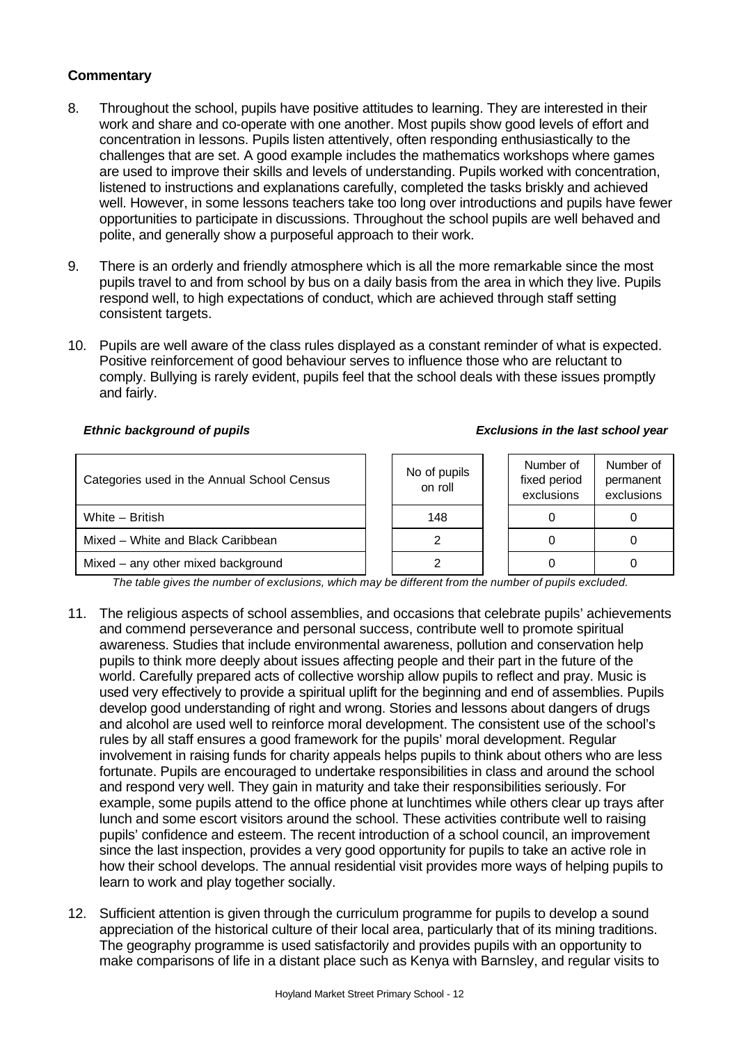**Commentary**

8. Throughout the school, pupils have positive attitudes to learning. They are interested in their work and share and co-operate with one another. Most pupils show good levels of effort and concentration in lessons. Pupils listen attentively, often responding enthusiastically to the challenges that are set. A good example includes the mathematics workshops where games are used to improve their skills and levels of understanding. Pupils worked with concentration, listened to instructions and explanations carefully, completed the tasks briskly and achieved well. However, in some lessons teachers take too long over introductions and pupils have fewer opportunities to participate in discussions. Throughout the school pupils are well behaved and polite, and generally show a purposeful approach to their work.

9. There is an orderly and friendly atmosphere which is all the more remarkable since the most pupils travel to and from school by bus on a daily basis from the area in which they live. Pupils respond well, to high expectations of conduct, which are achieved through staff setting consistent targets.

10. Pupils are well aware of the class rules displayed as a constant reminder of what is expected. Positive reinforcement of good behaviour serves to influence those who are reluctant to comply. Bullying is rarely evident, pupils feel that the school deals with these issues promptly and fairly.

***Ethnic background of pupils*** ***Exclusions in the last school year***

| Categories used in the Annual School Census | No of pupils on roll | Number of fixed period exclusions | Number of permanent exclusions |
|---|---|---|---|
| White – British | 148 | 0 | 0 |
| Mixed – White and Black Caribbean | 2 | 0 | 0 |
| Mixed – any other mixed background | 2 | 0 | 0 |

*The table gives the number of exclusions, which may be different from the number of pupils excluded.*

11. The religious aspects of school assemblies, and occasions that celebrate pupils' achievements and commend perseverance and personal success, contribute well to promote spiritual awareness. Studies that include environmental awareness, pollution and conservation help pupils to think more deeply about issues affecting people and their part in the future of the world. Carefully prepared acts of collective worship allow pupils to reflect and pray. Music is used very effectively to provide a spiritual uplift for the beginning and end of assemblies. Pupils develop good understanding of right and wrong. Stories and lessons about dangers of drugs and alcohol are used well to reinforce moral development. The consistent use of the school's rules by all staff ensures a good framework for the pupils' moral development. Regular involvement in raising funds for charity appeals helps pupils to think about others who are less fortunate. Pupils are encouraged to undertake responsibilities in class and around the school and respond very well. They gain in maturity and take their responsibilities seriously. For example, some pupils attend to the office phone at lunchtimes while others clear up trays after lunch and some escort visitors around the school. These activities contribute well to raising pupils' confidence and esteem. The recent introduction of a school council, an improvement since the last inspection, provides a very good opportunity for pupils to take an active role in how their school develops. The annual residential visit provides more ways of helping pupils to learn to work and play together socially.

12. Sufficient attention is given through the curriculum programme for pupils to develop a sound appreciation of the historical culture of their local area, particularly that of its mining traditions. The geography programme is used satisfactorily and provides pupils with an opportunity to make comparisons of life in a distant place such as Kenya with Barnsley, and regular visits to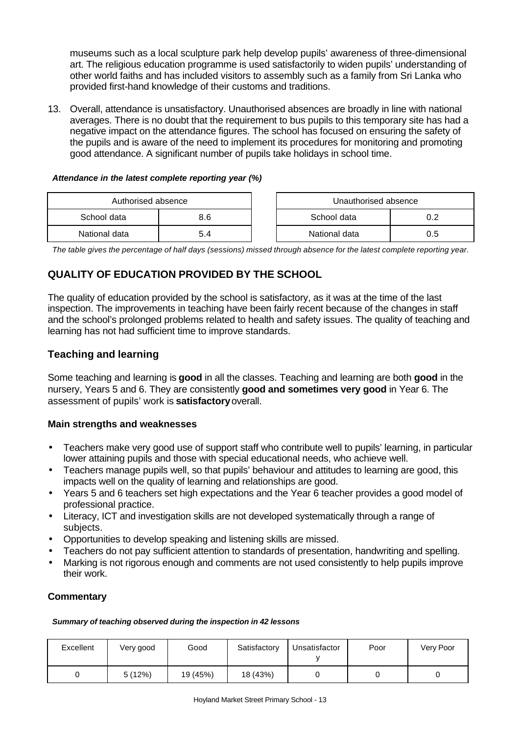museums such as a local sculpture park help develop pupils' awareness of three-dimensional art. The religious education programme is used satisfactorily to widen pupils' understanding of other world faiths and has included visitors to assembly such as a family from Sri Lanka who provided first-hand knowledge of their customs and traditions.

13. Overall, attendance is unsatisfactory. Unauthorised absences are broadly in line with national averages. There is no doubt that the requirement to bus pupils to this temporary site has had a negative impact on the attendance figures. The school has focused on ensuring the safety of the pupils and is aware of the need to implement its procedures for monitoring and promoting good attendance. A significant number of pupils take holidays in school time.

***Attendance in the latest complete reporting year (%)***

| Authorised absence | | | Unauthorised absence | |
|---|---|---|---|---|
| School data | 8.6 | | School data | 0.2 |
| National data | 5.4 | | National data | 0.5 |

*The table gives the percentage of half days (sessions) missed through absence for the latest complete reporting year.*

## QUALITY OF EDUCATION PROVIDED BY THE SCHOOL

The quality of education provided by the school is satisfactory, as it was at the time of the last inspection. The improvements in teaching have been fairly recent because of the changes in staff and the school's prolonged problems related to health and safety issues. The quality of teaching and learning has not had sufficient time to improve standards.

### Teaching and learning

Some teaching and learning is **good** in all the classes. Teaching and learning are both **good** in the nursery, Years 5 and 6. They are consistently **good and sometimes very good** in Year 6. The assessment of pupils' work is **satisfactory** overall.

#### Main strengths and weaknesses

- Teachers make very good use of support staff who contribute well to pupils' learning, in particular lower attaining pupils and those with special educational needs, who achieve well.
- Teachers manage pupils well, so that pupils' behaviour and attitudes to learning are good, this impacts well on the quality of learning and relationships are good.
- Years 5 and 6 teachers set high expectations and the Year 6 teacher provides a good model of professional practice.
- Literacy, ICT and investigation skills are not developed systematically through a range of subjects.
- Opportunities to develop speaking and listening skills are missed.
- Teachers do not pay sufficient attention to standards of presentation, handwriting and spelling.
- Marking is not rigorous enough and comments are not used consistently to help pupils improve their work.

#### Commentary

***Summary of teaching observed during the inspection in 42 lessons***

| Excellent | Very good | Good | Satisfactory | Unsatisfactory | Poor | Very Poor |
|---|---|---|---|---|---|---|
| 0 | 5 (12%) | 19 (45%) | 18 (43%) | 0 | 0 | 0 |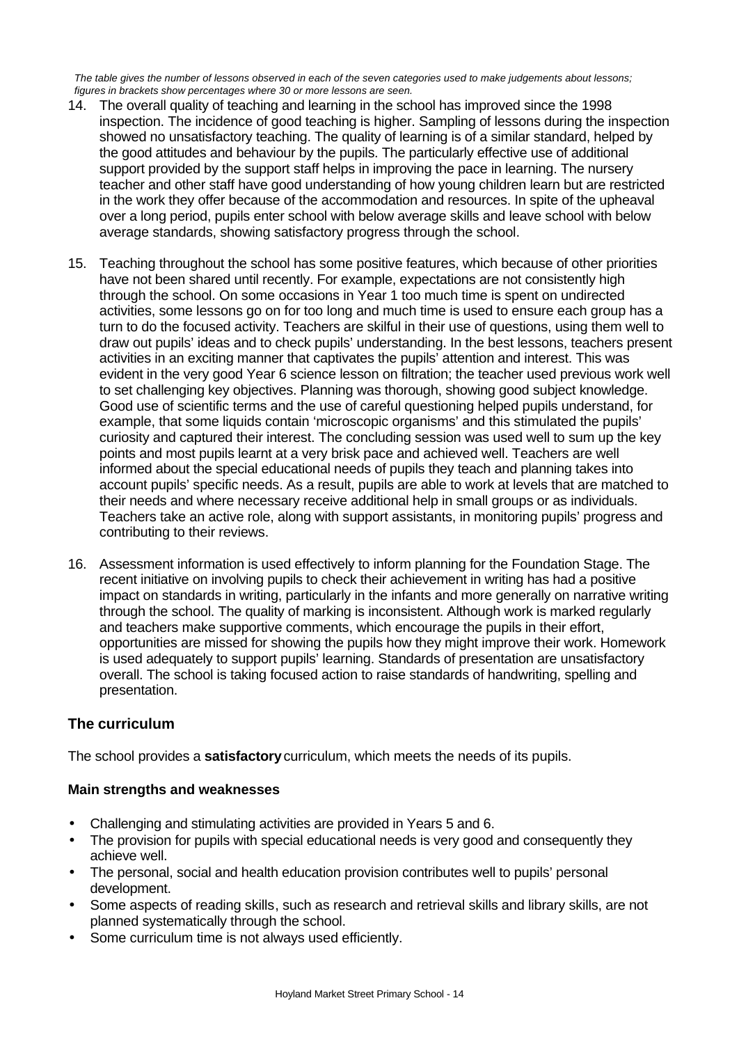*The table gives the number of lessons observed in each of the seven categories used to make judgements about lessons; figures in brackets show percentages where 30 or more lessons are seen.*

14. The overall quality of teaching and learning in the school has improved since the 1998 inspection. The incidence of good teaching is higher. Sampling of lessons during the inspection showed no unsatisfactory teaching. The quality of learning is of a similar standard, helped by the good attitudes and behaviour by the pupils. The particularly effective use of additional support provided by the support staff helps in improving the pace in learning. The nursery teacher and other staff have good understanding of how young children learn but are restricted in the work they offer because of the accommodation and resources. In spite of the upheaval over a long period, pupils enter school with below average skills and leave school with below average standards, showing satisfactory progress through the school.

15. Teaching throughout the school has some positive features, which because of other priorities have not been shared until recently. For example, expectations are not consistently high through the school. On some occasions in Year 1 too much time is spent on undirected activities, some lessons go on for too long and much time is used to ensure each group has a turn to do the focused activity. Teachers are skilful in their use of questions, using them well to draw out pupils' ideas and to check pupils' understanding. In the best lessons, teachers present activities in an exciting manner that captivates the pupils' attention and interest. This was evident in the very good Year 6 science lesson on filtration; the teacher used previous work well to set challenging key objectives. Planning was thorough, showing good subject knowledge. Good use of scientific terms and the use of careful questioning helped pupils understand, for example, that some liquids contain 'microscopic organisms' and this stimulated the pupils' curiosity and captured their interest. The concluding session was used well to sum up the key points and most pupils learnt at a very brisk pace and achieved well. Teachers are well informed about the special educational needs of pupils they teach and planning takes into account pupils' specific needs. As a result, pupils are able to work at levels that are matched to their needs and where necessary receive additional help in small groups or as individuals. Teachers take an active role, along with support assistants, in monitoring pupils' progress and contributing to their reviews.

16. Assessment information is used effectively to inform planning for the Foundation Stage. The recent initiative on involving pupils to check their achievement in writing has had a positive impact on standards in writing, particularly in the infants and more generally on narrative writing through the school. The quality of marking is inconsistent. Although work is marked regularly and teachers make supportive comments, which encourage the pupils in their effort, opportunities are missed for showing the pupils how they might improve their work. Homework is used adequately to support pupils' learning. Standards of presentation are unsatisfactory overall. The school is taking focused action to raise standards of handwriting, spelling and presentation.

## The curriculum

The school provides a **satisfactory** curriculum, which meets the needs of its pupils.

### Main strengths and weaknesses

- Challenging and stimulating activities are provided in Years 5 and 6.
- The provision for pupils with special educational needs is very good and consequently they achieve well.
- The personal, social and health education provision contributes well to pupils' personal development.
- Some aspects of reading skills, such as research and retrieval skills and library skills, are not planned systematically through the school.
- Some curriculum time is not always used efficiently.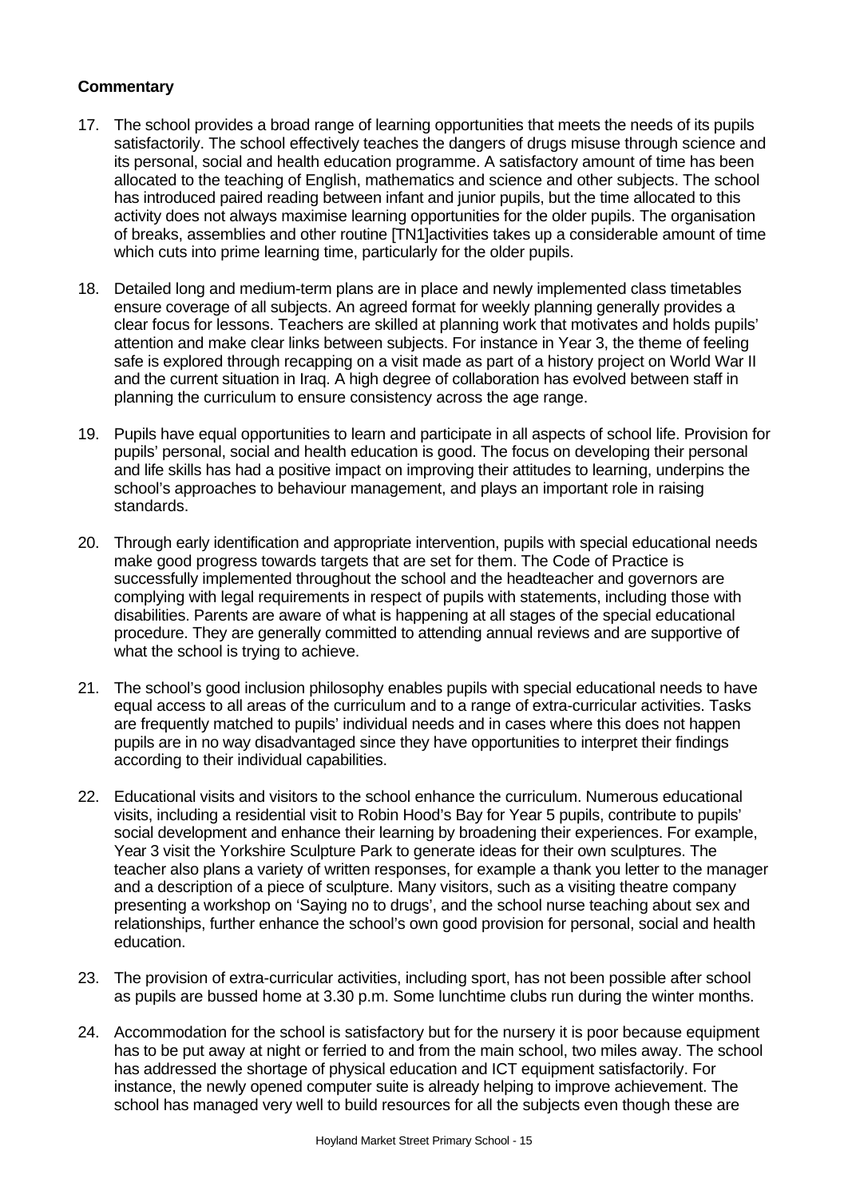**Commentary**

17. The school provides a broad range of learning opportunities that meets the needs of its pupils satisfactorily. The school effectively teaches the dangers of drugs misuse through science and its personal, social and health education programme. A satisfactory amount of time has been allocated to the teaching of English, mathematics and science and other subjects. The school has introduced paired reading between infant and junior pupils, but the time allocated to this activity does not always maximise learning opportunities for the older pupils. The organisation of breaks, assemblies and other routine [TN1]activities takes up a considerable amount of time which cuts into prime learning time, particularly for the older pupils.

18. Detailed long and medium-term plans are in place and newly implemented class timetables ensure coverage of all subjects. An agreed format for weekly planning generally provides a clear focus for lessons. Teachers are skilled at planning work that motivates and holds pupils' attention and make clear links between subjects. For instance in Year 3, the theme of feeling safe is explored through recapping on a visit made as part of a history project on World War II and the current situation in Iraq. A high degree of collaboration has evolved between staff in planning the curriculum to ensure consistency across the age range.

19. Pupils have equal opportunities to learn and participate in all aspects of school life. Provision for pupils' personal, social and health education is good. The focus on developing their personal and life skills has had a positive impact on improving their attitudes to learning, underpins the school's approaches to behaviour management, and plays an important role in raising standards.

20. Through early identification and appropriate intervention, pupils with special educational needs make good progress towards targets that are set for them. The Code of Practice is successfully implemented throughout the school and the headteacher and governors are complying with legal requirements in respect of pupils with statements, including those with disabilities. Parents are aware of what is happening at all stages of the special educational procedure. They are generally committed to attending annual reviews and are supportive of what the school is trying to achieve.

21. The school's good inclusion philosophy enables pupils with special educational needs to have equal access to all areas of the curriculum and to a range of extra-curricular activities. Tasks are frequently matched to pupils' individual needs and in cases where this does not happen pupils are in no way disadvantaged since they have opportunities to interpret their findings according to their individual capabilities.

22. Educational visits and visitors to the school enhance the curriculum. Numerous educational visits, including a residential visit to Robin Hood's Bay for Year 5 pupils, contribute to pupils' social development and enhance their learning by broadening their experiences. For example, Year 3 visit the Yorkshire Sculpture Park to generate ideas for their own sculptures. The teacher also plans a variety of written responses, for example a thank you letter to the manager and a description of a piece of sculpture. Many visitors, such as a visiting theatre company presenting a workshop on 'Saying no to drugs', and the school nurse teaching about sex and relationships, further enhance the school's own good provision for personal, social and health education.

23. The provision of extra-curricular activities, including sport, has not been possible after school as pupils are bussed home at 3.30 p.m. Some lunchtime clubs run during the winter months.

24. Accommodation for the school is satisfactory but for the nursery it is poor because equipment has to be put away at night or ferried to and from the main school, two miles away. The school has addressed the shortage of physical education and ICT equipment satisfactorily. For instance, the newly opened computer suite is already helping to improve achievement. The school has managed very well to build resources for all the subjects even though these are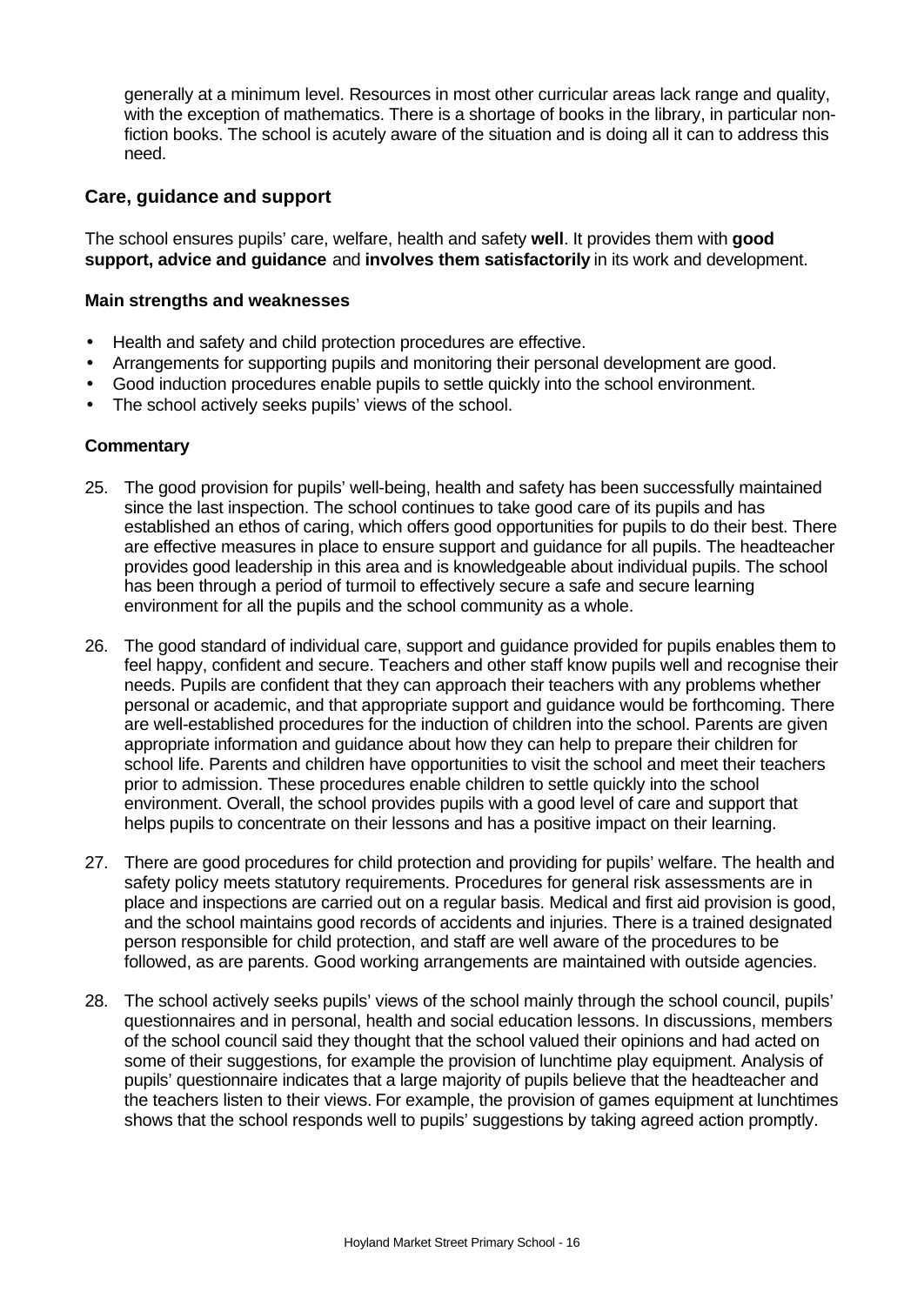generally at a minimum level. Resources in most other curricular areas lack range and quality, with the exception of mathematics. There is a shortage of books in the library, in particular non-fiction books. The school is acutely aware of the situation and is doing all it can to address this need.

### Care, guidance and support

The school ensures pupils' care, welfare, health and safety **well**. It provides them with **good support, advice and guidance** and **involves them satisfactorily** in its work and development.

#### Main strengths and weaknesses

- Health and safety and child protection procedures are effective.
- Arrangements for supporting pupils and monitoring their personal development are good.
- Good induction procedures enable pupils to settle quickly into the school environment.
- The school actively seeks pupils' views of the school.

#### Commentary

25. The good provision for pupils' well-being, health and safety has been successfully maintained since the last inspection. The school continues to take good care of its pupils and has established an ethos of caring, which offers good opportunities for pupils to do their best. There are effective measures in place to ensure support and guidance for all pupils. The headteacher provides good leadership in this area and is knowledgeable about individual pupils. The school has been through a period of turmoil to effectively secure a safe and secure learning environment for all the pupils and the school community as a whole.

26. The good standard of individual care, support and guidance provided for pupils enables them to feel happy, confident and secure. Teachers and other staff know pupils well and recognise their needs. Pupils are confident that they can approach their teachers with any problems whether personal or academic, and that appropriate support and guidance would be forthcoming. There are well-established procedures for the induction of children into the school. Parents are given appropriate information and guidance about how they can help to prepare their children for school life. Parents and children have opportunities to visit the school and meet their teachers prior to admission. These procedures enable children to settle quickly into the school environment. Overall, the school provides pupils with a good level of care and support that helps pupils to concentrate on their lessons and has a positive impact on their learning.

27. There are good procedures for child protection and providing for pupils' welfare. The health and safety policy meets statutory requirements. Procedures for general risk assessments are in place and inspections are carried out on a regular basis. Medical and first aid provision is good, and the school maintains good records of accidents and injuries. There is a trained designated person responsible for child protection, and staff are well aware of the procedures to be followed, as are parents. Good working arrangements are maintained with outside agencies.

28. The school actively seeks pupils' views of the school mainly through the school council, pupils' questionnaires and in personal, health and social education lessons. In discussions, members of the school council said they thought that the school valued their opinions and had acted on some of their suggestions, for example the provision of lunchtime play equipment. Analysis of pupils' questionnaire indicates that a large majority of pupils believe that the headteacher and the teachers listen to their views. For example, the provision of games equipment at lunchtimes shows that the school responds well to pupils' suggestions by taking agreed action promptly.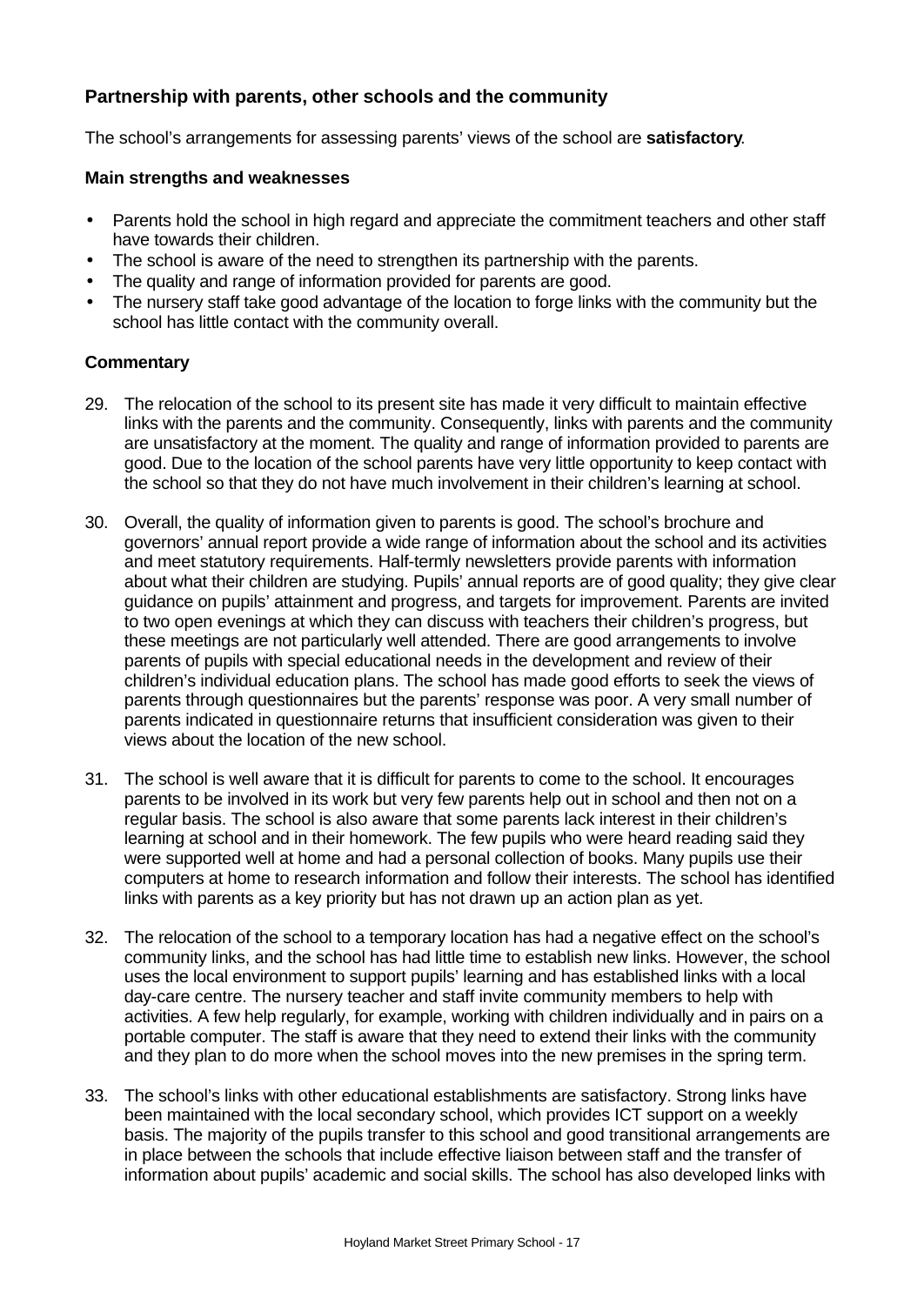## Partnership with parents, other schools and the community

The school's arrangements for assessing parents' views of the school are **satisfactory**.

### Main strengths and weaknesses

- Parents hold the school in high regard and appreciate the commitment teachers and other staff have towards their children.
- The school is aware of the need to strengthen its partnership with the parents.
- The quality and range of information provided for parents are good.
- The nursery staff take good advantage of the location to forge links with the community but the school has little contact with the community overall.

### Commentary

29. The relocation of the school to its present site has made it very difficult to maintain effective links with the parents and the community. Consequently, links with parents and the community are unsatisfactory at the moment. The quality and range of information provided to parents are good. Due to the location of the school parents have very little opportunity to keep contact with the school so that they do not have much involvement in their children's learning at school.

30. Overall, the quality of information given to parents is good. The school's brochure and governors' annual report provide a wide range of information about the school and its activities and meet statutory requirements. Half-termly newsletters provide parents with information about what their children are studying. Pupils' annual reports are of good quality; they give clear guidance on pupils' attainment and progress, and targets for improvement. Parents are invited to two open evenings at which they can discuss with teachers their children's progress, but these meetings are not particularly well attended. There are good arrangements to involve parents of pupils with special educational needs in the development and review of their children's individual education plans. The school has made good efforts to seek the views of parents through questionnaires but the parents' response was poor. A very small number of parents indicated in questionnaire returns that insufficient consideration was given to their views about the location of the new school.

31. The school is well aware that it is difficult for parents to come to the school. It encourages parents to be involved in its work but very few parents help out in school and then not on a regular basis. The school is also aware that some parents lack interest in their children's learning at school and in their homework. The few pupils who were heard reading said they were supported well at home and had a personal collection of books. Many pupils use their computers at home to research information and follow their interests. The school has identified links with parents as a key priority but has not drawn up an action plan as yet.

32. The relocation of the school to a temporary location has had a negative effect on the school's community links, and the school has had little time to establish new links. However, the school uses the local environment to support pupils' learning and has established links with a local day-care centre. The nursery teacher and staff invite community members to help with activities. A few help regularly, for example, working with children individually and in pairs on a portable computer. The staff is aware that they need to extend their links with the community and they plan to do more when the school moves into the new premises in the spring term.

33. The school's links with other educational establishments are satisfactory. Strong links have been maintained with the local secondary school, which provides ICT support on a weekly basis. The majority of the pupils transfer to this school and good transitional arrangements are in place between the schools that include effective liaison between staff and the transfer of information about pupils' academic and social skills. The school has also developed links with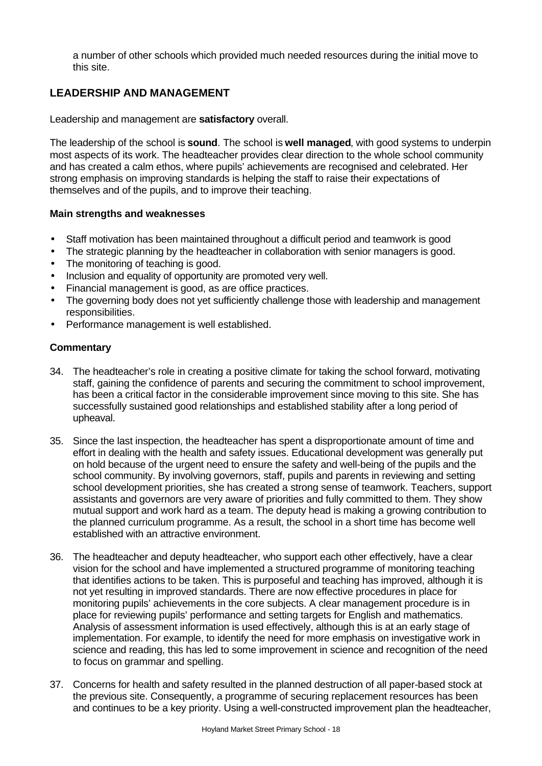a number of other schools which provided much needed resources during the initial move to this site.

## LEADERSHIP AND MANAGEMENT

Leadership and management are **satisfactory** overall.

The leadership of the school is **sound**. The school is **well managed**, with good systems to underpin most aspects of its work. The headteacher provides clear direction to the whole school community and has created a calm ethos, where pupils' achievements are recognised and celebrated. Her strong emphasis on improving standards is helping the staff to raise their expectations of themselves and of the pupils, and to improve their teaching.

### Main strengths and weaknesses

- Staff motivation has been maintained throughout a difficult period and teamwork is good
- The strategic planning by the headteacher in collaboration with senior managers is good.
- The monitoring of teaching is good.
- Inclusion and equality of opportunity are promoted very well.
- Financial management is good, as are office practices.
- The governing body does not yet sufficiently challenge those with leadership and management responsibilities.
- Performance management is well established.

### Commentary

34. The headteacher's role in creating a positive climate for taking the school forward, motivating staff, gaining the confidence of parents and securing the commitment to school improvement, has been a critical factor in the considerable improvement since moving to this site. She has successfully sustained good relationships and established stability after a long period of upheaval.

35. Since the last inspection, the headteacher has spent a disproportionate amount of time and effort in dealing with the health and safety issues. Educational development was generally put on hold because of the urgent need to ensure the safety and well-being of the pupils and the school community. By involving governors, staff, pupils and parents in reviewing and setting school development priorities, she has created a strong sense of teamwork. Teachers, support assistants and governors are very aware of priorities and fully committed to them. They show mutual support and work hard as a team. The deputy head is making a growing contribution to the planned curriculum programme. As a result, the school in a short time has become well established with an attractive environment.

36. The headteacher and deputy headteacher, who support each other effectively, have a clear vision for the school and have implemented a structured programme of monitoring teaching that identifies actions to be taken. This is purposeful and teaching has improved, although it is not yet resulting in improved standards. There are now effective procedures in place for monitoring pupils' achievements in the core subjects. A clear management procedure is in place for reviewing pupils' performance and setting targets for English and mathematics. Analysis of assessment information is used effectively, although this is at an early stage of implementation. For example, to identify the need for more emphasis on investigative work in science and reading, this has led to some improvement in science and recognition of the need to focus on grammar and spelling.

37. Concerns for health and safety resulted in the planned destruction of all paper-based stock at the previous site. Consequently, a programme of securing replacement resources has been and continues to be a key priority. Using a well-constructed improvement plan the headteacher,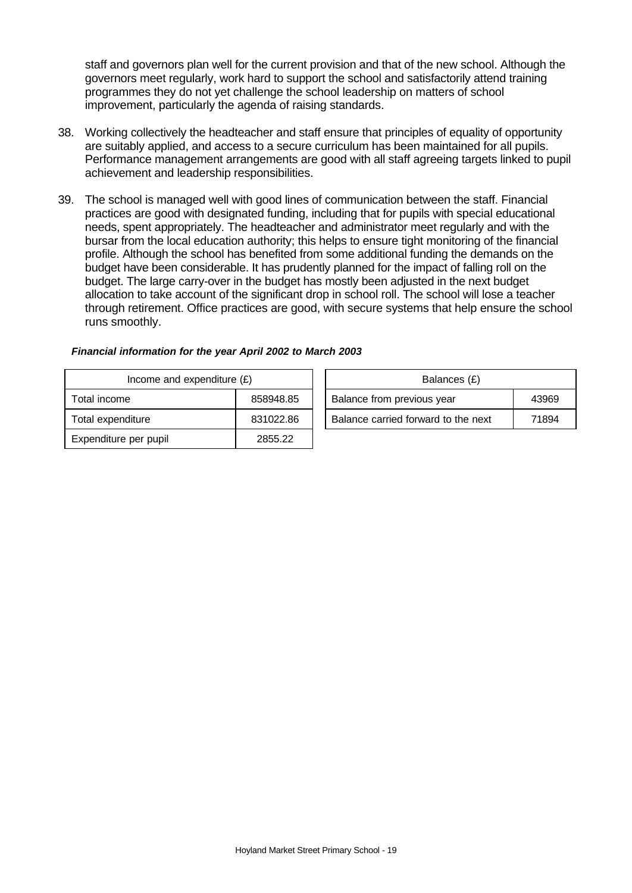staff and governors plan well for the current provision and that of the new school. Although the governors meet regularly, work hard to support the school and satisfactorily attend training programmes they do not yet challenge the school leadership on matters of school improvement, particularly the agenda of raising standards.

38. Working collectively the headteacher and staff ensure that principles of equality of opportunity are suitably applied, and access to a secure curriculum has been maintained for all pupils. Performance management arrangements are good with all staff agreeing targets linked to pupil achievement and leadership responsibilities.

39. The school is managed well with good lines of communication between the staff. Financial practices are good with designated funding, including that for pupils with special educational needs, spent appropriately. The headteacher and administrator meet regularly and with the bursar from the local education authority; this helps to ensure tight monitoring of the financial profile. Although the school has benefited from some additional funding the demands on the budget have been considerable. It has prudently planned for the impact of falling roll on the budget. The large carry-over in the budget has mostly been adjusted in the next budget allocation to take account of the significant drop in school roll. The school will lose a teacher through retirement. Office practices are good, with secure systems that help ensure the school runs smoothly.

***Financial information for the year April 2002 to March 2003***

| Income and expenditure (£) | |
|---|---|
| Total income | 858948.85 |
| Total expenditure | 831022.86 |
| Expenditure per pupil | 2855.22 |

| Balances (£) | |
|---|---|
| Balance from previous year | 43969 |
| Balance carried forward to the next | 71894 |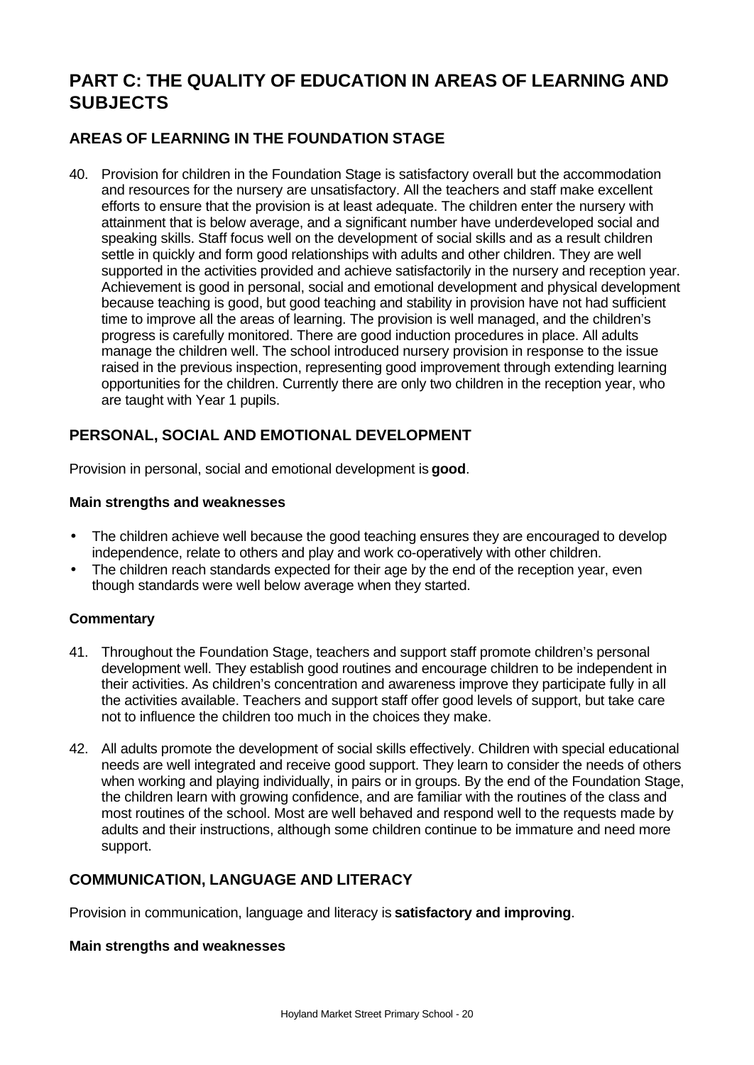# PART C: THE QUALITY OF EDUCATION IN AREAS OF LEARNING AND SUBJECTS

## AREAS OF LEARNING IN THE FOUNDATION STAGE

40. Provision for children in the Foundation Stage is satisfactory overall but the accommodation and resources for the nursery are unsatisfactory. All the teachers and staff make excellent efforts to ensure that the provision is at least adequate. The children enter the nursery with attainment that is below average, and a significant number have underdeveloped social and speaking skills. Staff focus well on the development of social skills and as a result children settle in quickly and form good relationships with adults and other children. They are well supported in the activities provided and achieve satisfactorily in the nursery and reception year. Achievement is good in personal, social and emotional development and physical development because teaching is good, but good teaching and stability in provision have not had sufficient time to improve all the areas of learning. The provision is well managed, and the children's progress is carefully monitored. There are good induction procedures in place. All adults manage the children well. The school introduced nursery provision in response to the issue raised in the previous inspection, representing good improvement through extending learning opportunities for the children. Currently there are only two children in the reception year, who are taught with Year 1 pupils.

## PERSONAL, SOCIAL AND EMOTIONAL DEVELOPMENT

Provision in personal, social and emotional development is **good**.

#### Main strengths and weaknesses

- The children achieve well because the good teaching ensures they are encouraged to develop independence, relate to others and play and work co-operatively with other children.
- The children reach standards expected for their age by the end of the reception year, even though standards were well below average when they started.

#### Commentary

41. Throughout the Foundation Stage, teachers and support staff promote children's personal development well. They establish good routines and encourage children to be independent in their activities. As children's concentration and awareness improve they participate fully in all the activities available. Teachers and support staff offer good levels of support, but take care not to influence the children too much in the choices they make.

42. All adults promote the development of social skills effectively. Children with special educational needs are well integrated and receive good support. They learn to consider the needs of others when working and playing individually, in pairs or in groups. By the end of the Foundation Stage, the children learn with growing confidence, and are familiar with the routines of the class and most routines of the school. Most are well behaved and respond well to the requests made by adults and their instructions, although some children continue to be immature and need more support.

## COMMUNICATION, LANGUAGE AND LITERACY

Provision in communication, language and literacy is **satisfactory and improving**.

#### Main strengths and weaknesses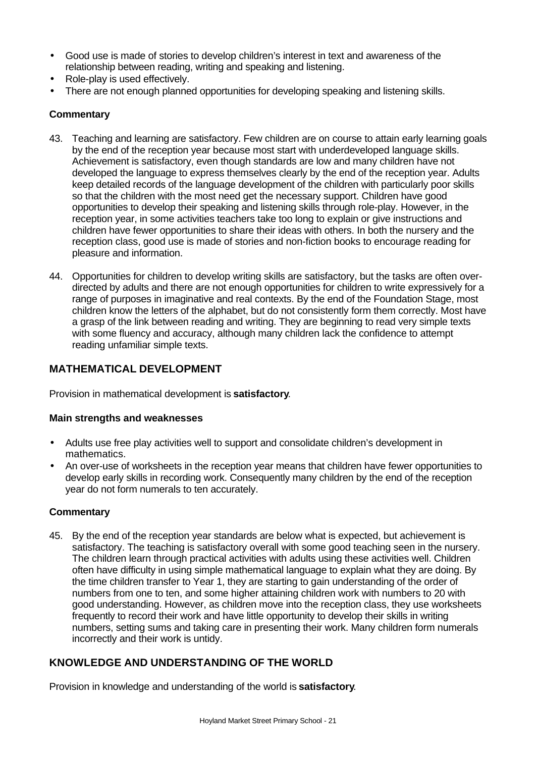- Good use is made of stories to develop children's interest in text and awareness of the relationship between reading, writing and speaking and listening.
- Role-play is used effectively.
- There are not enough planned opportunities for developing speaking and listening skills.

**Commentary**

43. Teaching and learning are satisfactory. Few children are on course to attain early learning goals by the end of the reception year because most start with underdeveloped language skills. Achievement is satisfactory, even though standards are low and many children have not developed the language to express themselves clearly by the end of the reception year. Adults keep detailed records of the language development of the children with particularly poor skills so that the children with the most need get the necessary support. Children have good opportunities to develop their speaking and listening skills through role-play. However, in the reception year, in some activities teachers take too long to explain or give instructions and children have fewer opportunities to share their ideas with others. In both the nursery and the reception class, good use is made of stories and non-fiction books to encourage reading for pleasure and information.

44. Opportunities for children to develop writing skills are satisfactory, but the tasks are often over-directed by adults and there are not enough opportunities for children to write expressively for a range of purposes in imaginative and real contexts. By the end of the Foundation Stage, most children know the letters of the alphabet, but do not consistently form them correctly. Most have a grasp of the link between reading and writing. They are beginning to read very simple texts with some fluency and accuracy, although many children lack the confidence to attempt reading unfamiliar simple texts.

## MATHEMATICAL DEVELOPMENT

Provision in mathematical development is **satisfactory**.

**Main strengths and weaknesses**

- Adults use free play activities well to support and consolidate children's development in mathematics.
- An over-use of worksheets in the reception year means that children have fewer opportunities to develop early skills in recording work. Consequently many children by the end of the reception year do not form numerals to ten accurately.

**Commentary**

45. By the end of the reception year standards are below what is expected, but achievement is satisfactory. The teaching is satisfactory overall with some good teaching seen in the nursery. The children learn through practical activities with adults using these activities well. Children often have difficulty in using simple mathematical language to explain what they are doing. By the time children transfer to Year 1, they are starting to gain understanding of the order of numbers from one to ten, and some higher attaining children work with numbers to 20 with good understanding. However, as children move into the reception class, they use worksheets frequently to record their work and have little opportunity to develop their skills in writing numbers, setting sums and taking care in presenting their work. Many children form numerals incorrectly and their work is untidy.

## KNOWLEDGE AND UNDERSTANDING OF THE WORLD

Provision in knowledge and understanding of the world is **satisfactory**.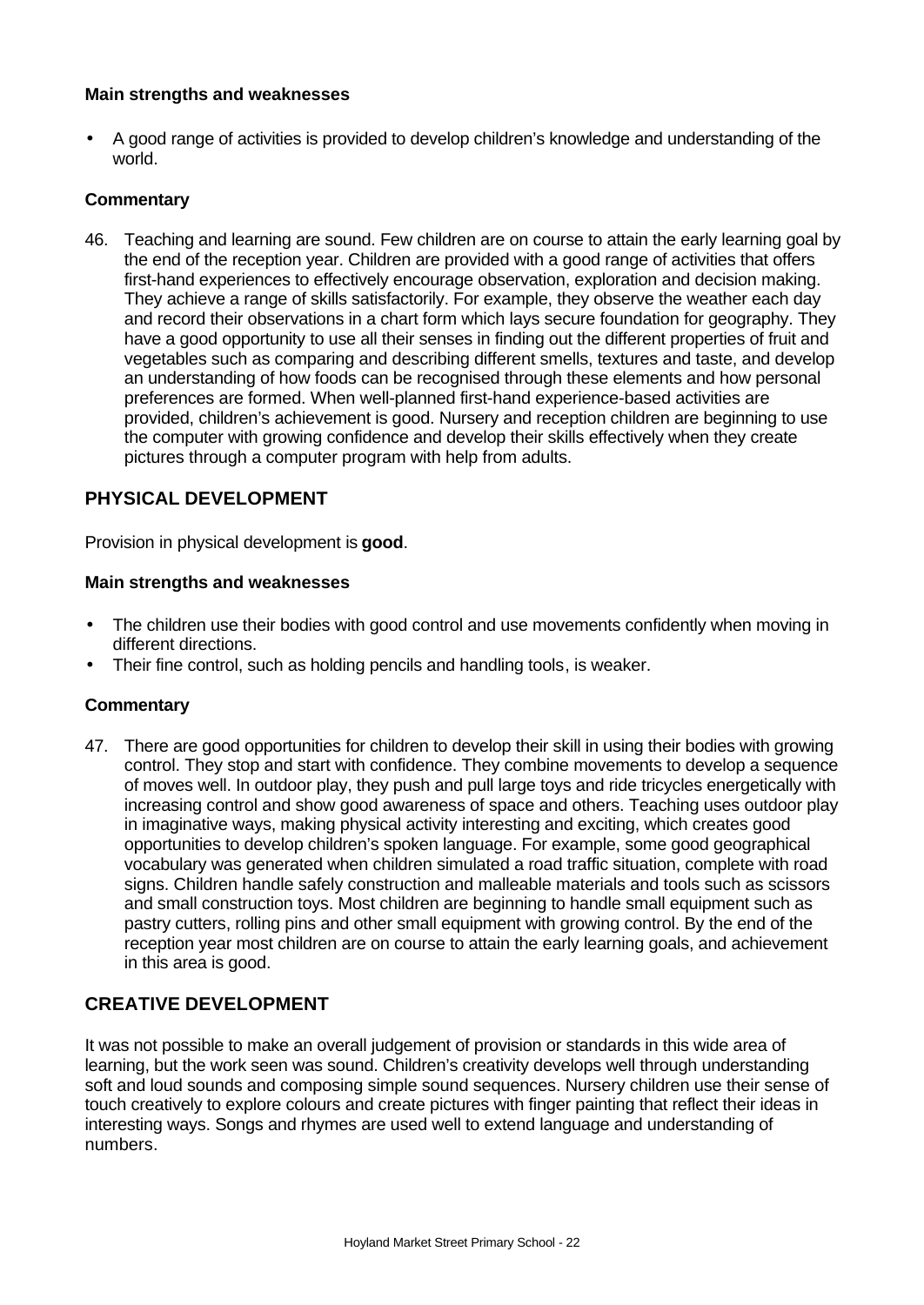**Main strengths and weaknesses**

- A good range of activities is provided to develop children's knowledge and understanding of the world.

**Commentary**

46. Teaching and learning are sound. Few children are on course to attain the early learning goal by the end of the reception year. Children are provided with a good range of activities that offers first-hand experiences to effectively encourage observation, exploration and decision making. They achieve a range of skills satisfactorily. For example, they observe the weather each day and record their observations in a chart form which lays secure foundation for geography. They have a good opportunity to use all their senses in finding out the different properties of fruit and vegetables such as comparing and describing different smells, textures and taste, and develop an understanding of how foods can be recognised through these elements and how personal preferences are formed. When well-planned first-hand experience-based activities are provided, children's achievement is good. Nursery and reception children are beginning to use the computer with growing confidence and develop their skills effectively when they create pictures through a computer program with help from adults.

## PHYSICAL DEVELOPMENT

Provision in physical development is **good**.

**Main strengths and weaknesses**

- The children use their bodies with good control and use movements confidently when moving in different directions.
- Their fine control, such as holding pencils and handling tools, is weaker.

**Commentary**

47. There are good opportunities for children to develop their skill in using their bodies with growing control. They stop and start with confidence. They combine movements to develop a sequence of moves well. In outdoor play, they push and pull large toys and ride tricycles energetically with increasing control and show good awareness of space and others. Teaching uses outdoor play in imaginative ways, making physical activity interesting and exciting, which creates good opportunities to develop children's spoken language. For example, some good geographical vocabulary was generated when children simulated a road traffic situation, complete with road signs. Children handle safely construction and malleable materials and tools such as scissors and small construction toys. Most children are beginning to handle small equipment such as pastry cutters, rolling pins and other small equipment with growing control. By the end of the reception year most children are on course to attain the early learning goals, and achievement in this area is good.

## CREATIVE DEVELOPMENT

It was not possible to make an overall judgement of provision or standards in this wide area of learning, but the work seen was sound. Children's creativity develops well through understanding soft and loud sounds and composing simple sound sequences. Nursery children use their sense of touch creatively to explore colours and create pictures with finger painting that reflect their ideas in interesting ways. Songs and rhymes are used well to extend language and understanding of numbers.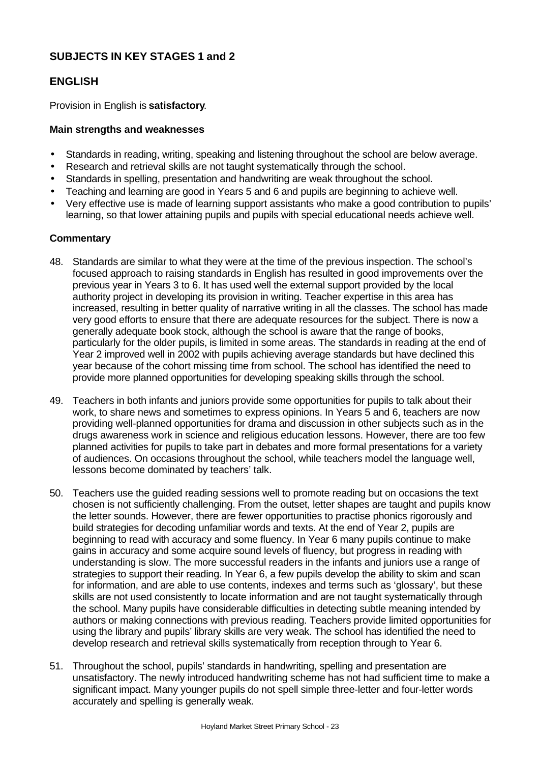## SUBJECTS IN KEY STAGES 1 and 2

## ENGLISH

Provision in English is **satisfactory**.

### Main strengths and weaknesses

- Standards in reading, writing, speaking and listening throughout the school are below average.
- Research and retrieval skills are not taught systematically through the school.
- Standards in spelling, presentation and handwriting are weak throughout the school.
- Teaching and learning are good in Years 5 and 6 and pupils are beginning to achieve well.
- Very effective use is made of learning support assistants who make a good contribution to pupils' learning, so that lower attaining pupils and pupils with special educational needs achieve well.

### Commentary

48. Standards are similar to what they were at the time of the previous inspection. The school's focused approach to raising standards in English has resulted in good improvements over the previous year in Years 3 to 6. It has used well the external support provided by the local authority project in developing its provision in writing. Teacher expertise in this area has increased, resulting in better quality of narrative writing in all the classes. The school has made very good efforts to ensure that there are adequate resources for the subject. There is now a generally adequate book stock, although the school is aware that the range of books, particularly for the older pupils, is limited in some areas. The standards in reading at the end of Year 2 improved well in 2002 with pupils achieving average standards but have declined this year because of the cohort missing time from school. The school has identified the need to provide more planned opportunities for developing speaking skills through the school.

49. Teachers in both infants and juniors provide some opportunities for pupils to talk about their work, to share news and sometimes to express opinions. In Years 5 and 6, teachers are now providing well-planned opportunities for drama and discussion in other subjects such as in the drugs awareness work in science and religious education lessons. However, there are too few planned activities for pupils to take part in debates and more formal presentations for a variety of audiences. On occasions throughout the school, while teachers model the language well, lessons become dominated by teachers' talk.

50. Teachers use the guided reading sessions well to promote reading but on occasions the text chosen is not sufficiently challenging. From the outset, letter shapes are taught and pupils know the letter sounds. However, there are fewer opportunities to practise phonics rigorously and build strategies for decoding unfamiliar words and texts. At the end of Year 2, pupils are beginning to read with accuracy and some fluency. In Year 6 many pupils continue to make gains in accuracy and some acquire sound levels of fluency, but progress in reading with understanding is slow. The more successful readers in the infants and juniors use a range of strategies to support their reading. In Year 6, a few pupils develop the ability to skim and scan for information, and are able to use contents, indexes and terms such as 'glossary', but these skills are not used consistently to locate information and are not taught systematically through the school. Many pupils have considerable difficulties in detecting subtle meaning intended by authors or making connections with previous reading. Teachers provide limited opportunities for using the library and pupils' library skills are very weak. The school has identified the need to develop research and retrieval skills systematically from reception through to Year 6.

51. Throughout the school, pupils' standards in handwriting, spelling and presentation are unsatisfactory. The newly introduced handwriting scheme has not had sufficient time to make a significant impact. Many younger pupils do not spell simple three-letter and four-letter words accurately and spelling is generally weak.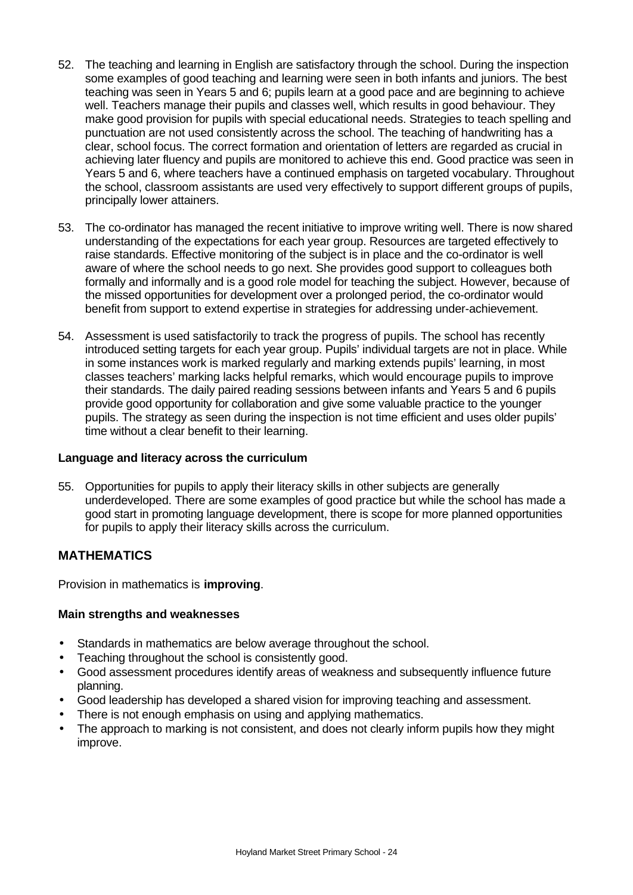52. The teaching and learning in English are satisfactory through the school. During the inspection some examples of good teaching and learning were seen in both infants and juniors. The best teaching was seen in Years 5 and 6; pupils learn at a good pace and are beginning to achieve well. Teachers manage their pupils and classes well, which results in good behaviour. They make good provision for pupils with special educational needs. Strategies to teach spelling and punctuation are not used consistently across the school. The teaching of handwriting has a clear, school focus. The correct formation and orientation of letters are regarded as crucial in achieving later fluency and pupils are monitored to achieve this end. Good practice was seen in Years 5 and 6, where teachers have a continued emphasis on targeted vocabulary. Throughout the school, classroom assistants are used very effectively to support different groups of pupils, principally lower attainers.

53. The co-ordinator has managed the recent initiative to improve writing well. There is now shared understanding of the expectations for each year group. Resources are targeted effectively to raise standards. Effective monitoring of the subject is in place and the co-ordinator is well aware of where the school needs to go next. She provides good support to colleagues both formally and informally and is a good role model for teaching the subject. However, because of the missed opportunities for development over a prolonged period, the co-ordinator would benefit from support to extend expertise in strategies for addressing under-achievement.

54. Assessment is used satisfactorily to track the progress of pupils. The school has recently introduced setting targets for each year group. Pupils' individual targets are not in place. While in some instances work is marked regularly and marking extends pupils' learning, in most classes teachers' marking lacks helpful remarks, which would encourage pupils to improve their standards. The daily paired reading sessions between infants and Years 5 and 6 pupils provide good opportunity for collaboration and give some valuable practice to the younger pupils. The strategy as seen during the inspection is not time efficient and uses older pupils' time without a clear benefit to their learning.

#### Language and literacy across the curriculum

55. Opportunities for pupils to apply their literacy skills in other subjects are generally underdeveloped. There are some examples of good practice but while the school has made a good start in promoting language development, there is scope for more planned opportunities for pupils to apply their literacy skills across the curriculum.

## MATHEMATICS

Provision in mathematics is **improving**.

#### Main strengths and weaknesses

- Standards in mathematics are below average throughout the school.
- Teaching throughout the school is consistently good.
- Good assessment procedures identify areas of weakness and subsequently influence future planning.
- Good leadership has developed a shared vision for improving teaching and assessment.
- There is not enough emphasis on using and applying mathematics.
- The approach to marking is not consistent, and does not clearly inform pupils how they might improve.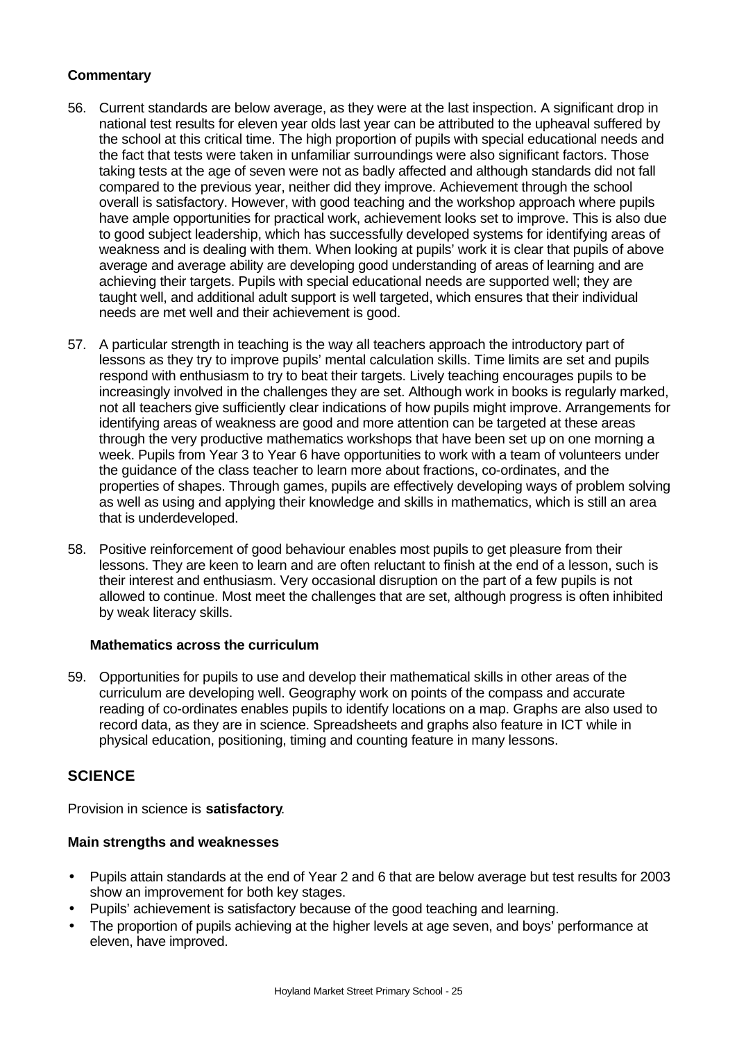**Commentary**

56. Current standards are below average, as they were at the last inspection. A significant drop in national test results for eleven year olds last year can be attributed to the upheaval suffered by the school at this critical time. The high proportion of pupils with special educational needs and the fact that tests were taken in unfamiliar surroundings were also significant factors. Those taking tests at the age of seven were not as badly affected and although standards did not fall compared to the previous year, neither did they improve. Achievement through the school overall is satisfactory. However, with good teaching and the workshop approach where pupils have ample opportunities for practical work, achievement looks set to improve. This is also due to good subject leadership, which has successfully developed systems for identifying areas of weakness and is dealing with them. When looking at pupils' work it is clear that pupils of above average and average ability are developing good understanding of areas of learning and are achieving their targets. Pupils with special educational needs are supported well; they are taught well, and additional adult support is well targeted, which ensures that their individual needs are met well and their achievement is good.

57. A particular strength in teaching is the way all teachers approach the introductory part of lessons as they try to improve pupils' mental calculation skills. Time limits are set and pupils respond with enthusiasm to try to beat their targets. Lively teaching encourages pupils to be increasingly involved in the challenges they are set. Although work in books is regularly marked, not all teachers give sufficiently clear indications of how pupils might improve. Arrangements for identifying areas of weakness are good and more attention can be targeted at these areas through the very productive mathematics workshops that have been set up on one morning a week. Pupils from Year 3 to Year 6 have opportunities to work with a team of volunteers under the guidance of the class teacher to learn more about fractions, co-ordinates, and the properties of shapes. Through games, pupils are effectively developing ways of problem solving as well as using and applying their knowledge and skills in mathematics, which is still an area that is underdeveloped.

58. Positive reinforcement of good behaviour enables most pupils to get pleasure from their lessons. They are keen to learn and are often reluctant to finish at the end of a lesson, such is their interest and enthusiasm. Very occasional disruption on the part of a few pupils is not allowed to continue. Most meet the challenges that are set, although progress is often inhibited by weak literacy skills.

**Mathematics across the curriculum**

59. Opportunities for pupils to use and develop their mathematical skills in other areas of the curriculum are developing well. Geography work on points of the compass and accurate reading of co-ordinates enables pupils to identify locations on a map. Graphs are also used to record data, as they are in science. Spreadsheets and graphs also feature in ICT while in physical education, positioning, timing and counting feature in many lessons.

## SCIENCE

Provision in science is **satisfactory**.

**Main strengths and weaknesses**

- Pupils attain standards at the end of Year 2 and 6 that are below average but test results for 2003 show an improvement for both key stages.
- Pupils' achievement is satisfactory because of the good teaching and learning.
- The proportion of pupils achieving at the higher levels at age seven, and boys' performance at eleven, have improved.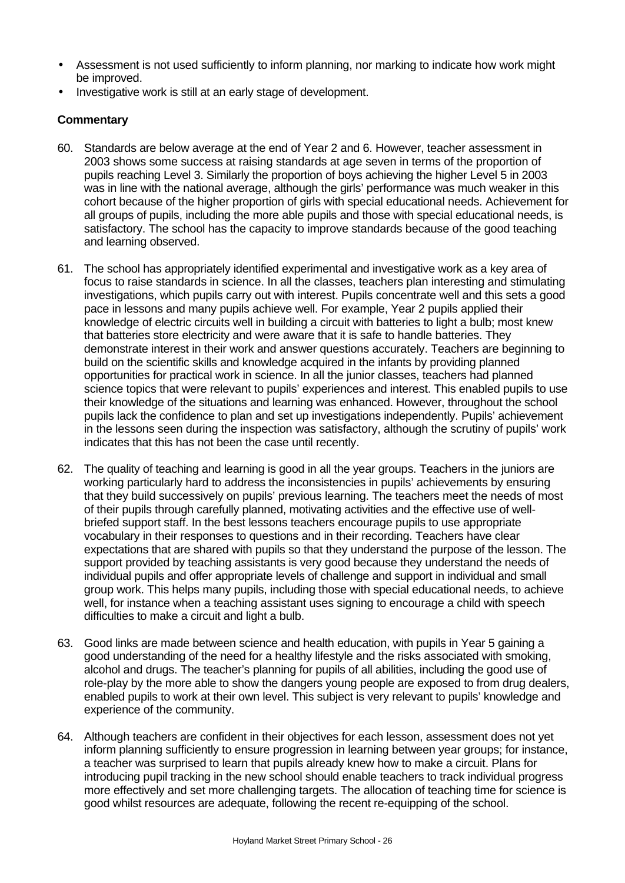- Assessment is not used sufficiently to inform planning, nor marking to indicate how work might be improved.
- Investigative work is still at an early stage of development.

**Commentary**

60. Standards are below average at the end of Year 2 and 6. However, teacher assessment in 2003 shows some success at raising standards at age seven in terms of the proportion of pupils reaching Level 3. Similarly the proportion of boys achieving the higher Level 5 in 2003 was in line with the national average, although the girls' performance was much weaker in this cohort because of the higher proportion of girls with special educational needs. Achievement for all groups of pupils, including the more able pupils and those with special educational needs, is satisfactory. The school has the capacity to improve standards because of the good teaching and learning observed.

61. The school has appropriately identified experimental and investigative work as a key area of focus to raise standards in science. In all the classes, teachers plan interesting and stimulating investigations, which pupils carry out with interest. Pupils concentrate well and this sets a good pace in lessons and many pupils achieve well. For example, Year 2 pupils applied their knowledge of electric circuits well in building a circuit with batteries to light a bulb; most knew that batteries store electricity and were aware that it is safe to handle batteries. They demonstrate interest in their work and answer questions accurately. Teachers are beginning to build on the scientific skills and knowledge acquired in the infants by providing planned opportunities for practical work in science. In all the junior classes, teachers had planned science topics that were relevant to pupils' experiences and interest. This enabled pupils to use their knowledge of the situations and learning was enhanced. However, throughout the school pupils lack the confidence to plan and set up investigations independently. Pupils' achievement in the lessons seen during the inspection was satisfactory, although the scrutiny of pupils' work indicates that this has not been the case until recently.

62. The quality of teaching and learning is good in all the year groups. Teachers in the juniors are working particularly hard to address the inconsistencies in pupils' achievements by ensuring that they build successively on pupils' previous learning. The teachers meet the needs of most of their pupils through carefully planned, motivating activities and the effective use of well-briefed support staff. In the best lessons teachers encourage pupils to use appropriate vocabulary in their responses to questions and in their recording. Teachers have clear expectations that are shared with pupils so that they understand the purpose of the lesson. The support provided by teaching assistants is very good because they understand the needs of individual pupils and offer appropriate levels of challenge and support in individual and small group work. This helps many pupils, including those with special educational needs, to achieve well, for instance when a teaching assistant uses signing to encourage a child with speech difficulties to make a circuit and light a bulb.

63. Good links are made between science and health education, with pupils in Year 5 gaining a good understanding of the need for a healthy lifestyle and the risks associated with smoking, alcohol and drugs. The teacher's planning for pupils of all abilities, including the good use of role-play by the more able to show the dangers young people are exposed to from drug dealers, enabled pupils to work at their own level. This subject is very relevant to pupils' knowledge and experience of the community.

64. Although teachers are confident in their objectives for each lesson, assessment does not yet inform planning sufficiently to ensure progression in learning between year groups; for instance, a teacher was surprised to learn that pupils already knew how to make a circuit. Plans for introducing pupil tracking in the new school should enable teachers to track individual progress more effectively and set more challenging targets. The allocation of teaching time for science is good whilst resources are adequate, following the recent re-equipping of the school.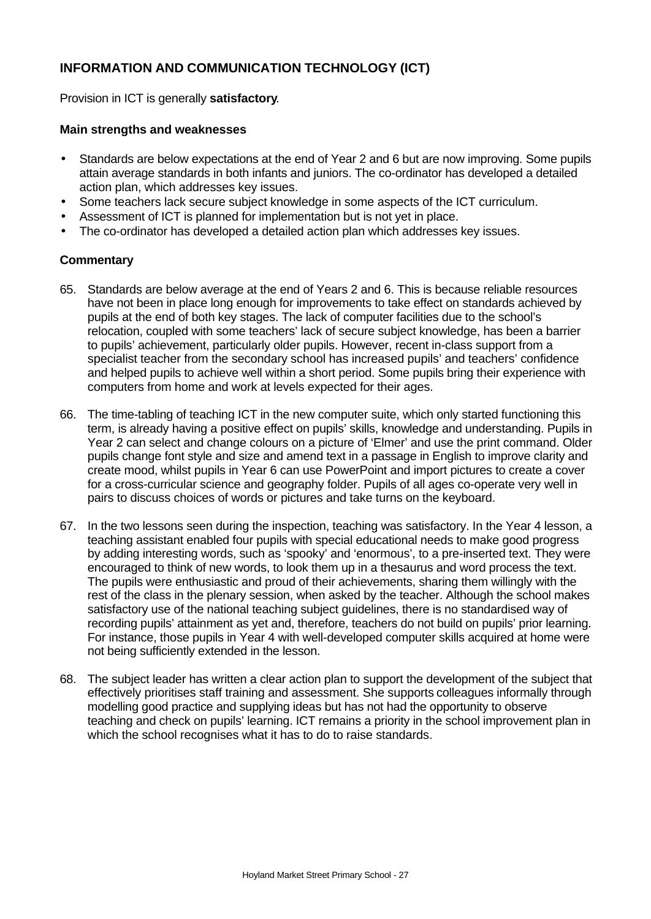## INFORMATION AND COMMUNICATION TECHNOLOGY (ICT)

Provision in ICT is generally **satisfactory**.

### Main strengths and weaknesses

- Standards are below expectations at the end of Year 2 and 6 but are now improving. Some pupils attain average standards in both infants and juniors. The co-ordinator has developed a detailed action plan, which addresses key issues.
- Some teachers lack secure subject knowledge in some aspects of the ICT curriculum.
- Assessment of ICT is planned for implementation but is not yet in place.
- The co-ordinator has developed a detailed action plan which addresses key issues.

### Commentary

65. Standards are below average at the end of Years 2 and 6. This is because reliable resources have not been in place long enough for improvements to take effect on standards achieved by pupils at the end of both key stages. The lack of computer facilities due to the school's relocation, coupled with some teachers' lack of secure subject knowledge, has been a barrier to pupils' achievement, particularly older pupils. However, recent in-class support from a specialist teacher from the secondary school has increased pupils' and teachers' confidence and helped pupils to achieve well within a short period. Some pupils bring their experience with computers from home and work at levels expected for their ages.

66. The time-tabling of teaching ICT in the new computer suite, which only started functioning this term, is already having a positive effect on pupils' skills, knowledge and understanding. Pupils in Year 2 can select and change colours on a picture of 'Elmer' and use the print command. Older pupils change font style and size and amend text in a passage in English to improve clarity and create mood, whilst pupils in Year 6 can use PowerPoint and import pictures to create a cover for a cross-curricular science and geography folder. Pupils of all ages co-operate very well in pairs to discuss choices of words or pictures and take turns on the keyboard.

67. In the two lessons seen during the inspection, teaching was satisfactory. In the Year 4 lesson, a teaching assistant enabled four pupils with special educational needs to make good progress by adding interesting words, such as 'spooky' and 'enormous', to a pre-inserted text. They were encouraged to think of new words, to look them up in a thesaurus and word process the text. The pupils were enthusiastic and proud of their achievements, sharing them willingly with the rest of the class in the plenary session, when asked by the teacher. Although the school makes satisfactory use of the national teaching subject guidelines, there is no standardised way of recording pupils' attainment as yet and, therefore, teachers do not build on pupils' prior learning. For instance, those pupils in Year 4 with well-developed computer skills acquired at home were not being sufficiently extended in the lesson.

68. The subject leader has written a clear action plan to support the development of the subject that effectively prioritises staff training and assessment. She supports colleagues informally through modelling good practice and supplying ideas but has not had the opportunity to observe teaching and check on pupils' learning. ICT remains a priority in the school improvement plan in which the school recognises what it has to do to raise standards.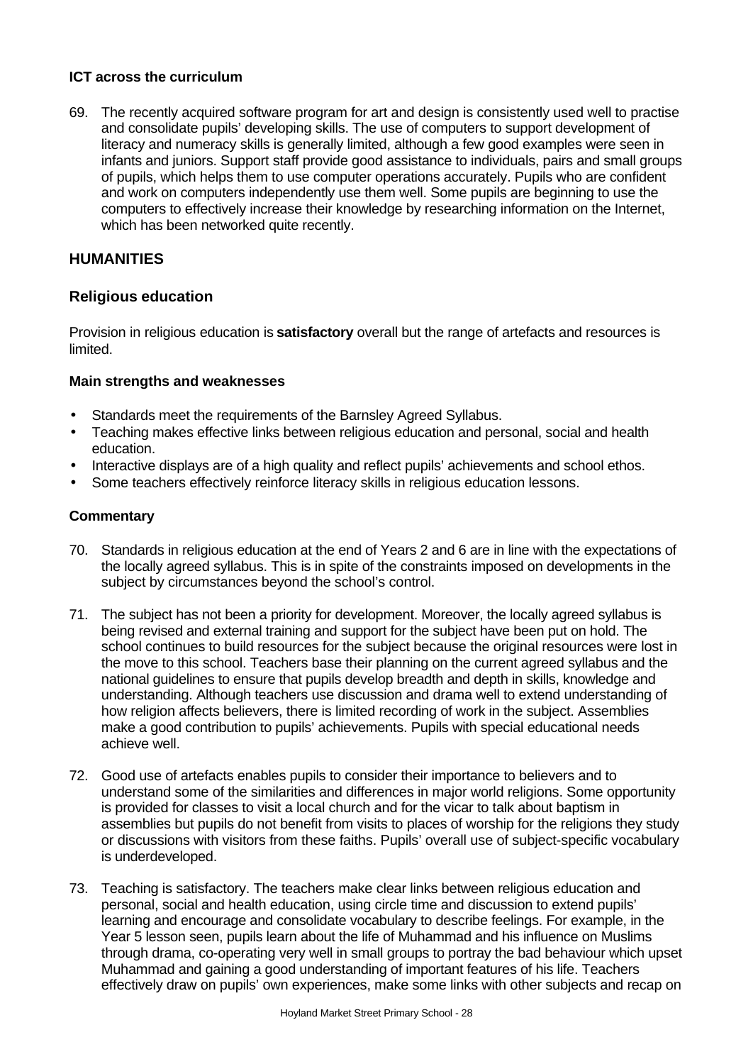**ICT across the curriculum**

69. The recently acquired software program for art and design is consistently used well to practise and consolidate pupils' developing skills. The use of computers to support development of literacy and numeracy skills is generally limited, although a few good examples were seen in infants and juniors. Support staff provide good assistance to individuals, pairs and small groups of pupils, which helps them to use computer operations accurately. Pupils who are confident and work on computers independently use them well. Some pupils are beginning to use the computers to effectively increase their knowledge by researching information on the Internet, which has been networked quite recently.

## HUMANITIES

### Religious education

Provision in religious education is **satisfactory** overall but the range of artefacts and resources is limited.

**Main strengths and weaknesses**

- Standards meet the requirements of the Barnsley Agreed Syllabus.
- Teaching makes effective links between religious education and personal, social and health education.
- Interactive displays are of a high quality and reflect pupils' achievements and school ethos.
- Some teachers effectively reinforce literacy skills in religious education lessons.

**Commentary**

70. Standards in religious education at the end of Years 2 and 6 are in line with the expectations of the locally agreed syllabus. This is in spite of the constraints imposed on developments in the subject by circumstances beyond the school's control.

71. The subject has not been a priority for development. Moreover, the locally agreed syllabus is being revised and external training and support for the subject have been put on hold. The school continues to build resources for the subject because the original resources were lost in the move to this school. Teachers base their planning on the current agreed syllabus and the national guidelines to ensure that pupils develop breadth and depth in skills, knowledge and understanding. Although teachers use discussion and drama well to extend understanding of how religion affects believers, there is limited recording of work in the subject. Assemblies make a good contribution to pupils' achievements. Pupils with special educational needs achieve well.

72. Good use of artefacts enables pupils to consider their importance to believers and to understand some of the similarities and differences in major world religions. Some opportunity is provided for classes to visit a local church and for the vicar to talk about baptism in assemblies but pupils do not benefit from visits to places of worship for the religions they study or discussions with visitors from these faiths. Pupils' overall use of subject-specific vocabulary is underdeveloped.

73. Teaching is satisfactory. The teachers make clear links between religious education and personal, social and health education, using circle time and discussion to extend pupils' learning and encourage and consolidate vocabulary to describe feelings. For example, in the Year 5 lesson seen, pupils learn about the life of Muhammad and his influence on Muslims through drama, co-operating very well in small groups to portray the bad behaviour which upset Muhammad and gaining a good understanding of important features of his life. Teachers effectively draw on pupils' own experiences, make some links with other subjects and recap on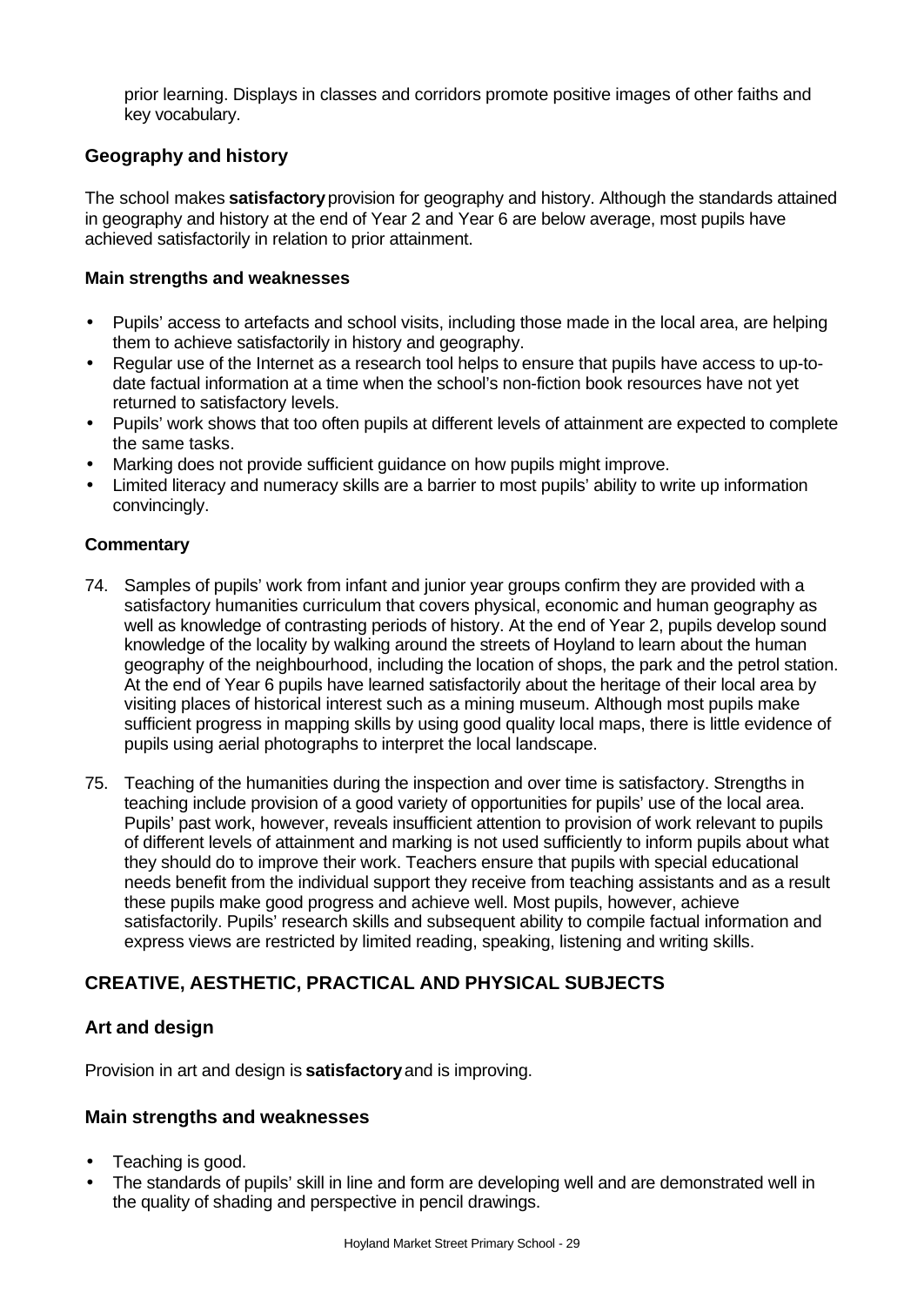prior learning. Displays in classes and corridors promote positive images of other faiths and key vocabulary.

### Geography and history

The school makes **satisfactory** provision for geography and history. Although the standards attained in geography and history at the end of Year 2 and Year 6 are below average, most pupils have achieved satisfactorily in relation to prior attainment.

#### Main strengths and weaknesses

- Pupils' access to artefacts and school visits, including those made in the local area, are helping them to achieve satisfactorily in history and geography.
- Regular use of the Internet as a research tool helps to ensure that pupils have access to up-to-date factual information at a time when the school's non-fiction book resources have not yet returned to satisfactory levels.
- Pupils' work shows that too often pupils at different levels of attainment are expected to complete the same tasks.
- Marking does not provide sufficient guidance on how pupils might improve.
- Limited literacy and numeracy skills are a barrier to most pupils' ability to write up information convincingly.

#### Commentary

74. Samples of pupils' work from infant and junior year groups confirm they are provided with a satisfactory humanities curriculum that covers physical, economic and human geography as well as knowledge of contrasting periods of history. At the end of Year 2, pupils develop sound knowledge of the locality by walking around the streets of Hoyland to learn about the human geography of the neighbourhood, including the location of shops, the park and the petrol station. At the end of Year 6 pupils have learned satisfactorily about the heritage of their local area by visiting places of historical interest such as a mining museum. Although most pupils make sufficient progress in mapping skills by using good quality local maps, there is little evidence of pupils using aerial photographs to interpret the local landscape.

75. Teaching of the humanities during the inspection and over time is satisfactory. Strengths in teaching include provision of a good variety of opportunities for pupils' use of the local area. Pupils' past work, however, reveals insufficient attention to provision of work relevant to pupils of different levels of attainment and marking is not used sufficiently to inform pupils about what they should do to improve their work. Teachers ensure that pupils with special educational needs benefit from the individual support they receive from teaching assistants and as a result these pupils make good progress and achieve well. Most pupils, however, achieve satisfactorily. Pupils' research skills and subsequent ability to compile factual information and express views are restricted by limited reading, speaking, listening and writing skills.

## CREATIVE, AESTHETIC, PRACTICAL AND PHYSICAL SUBJECTS

### Art and design

Provision in art and design is **satisfactory** and is improving.

### Main strengths and weaknesses

- Teaching is good.
- The standards of pupils' skill in line and form are developing well and are demonstrated well in the quality of shading and perspective in pencil drawings.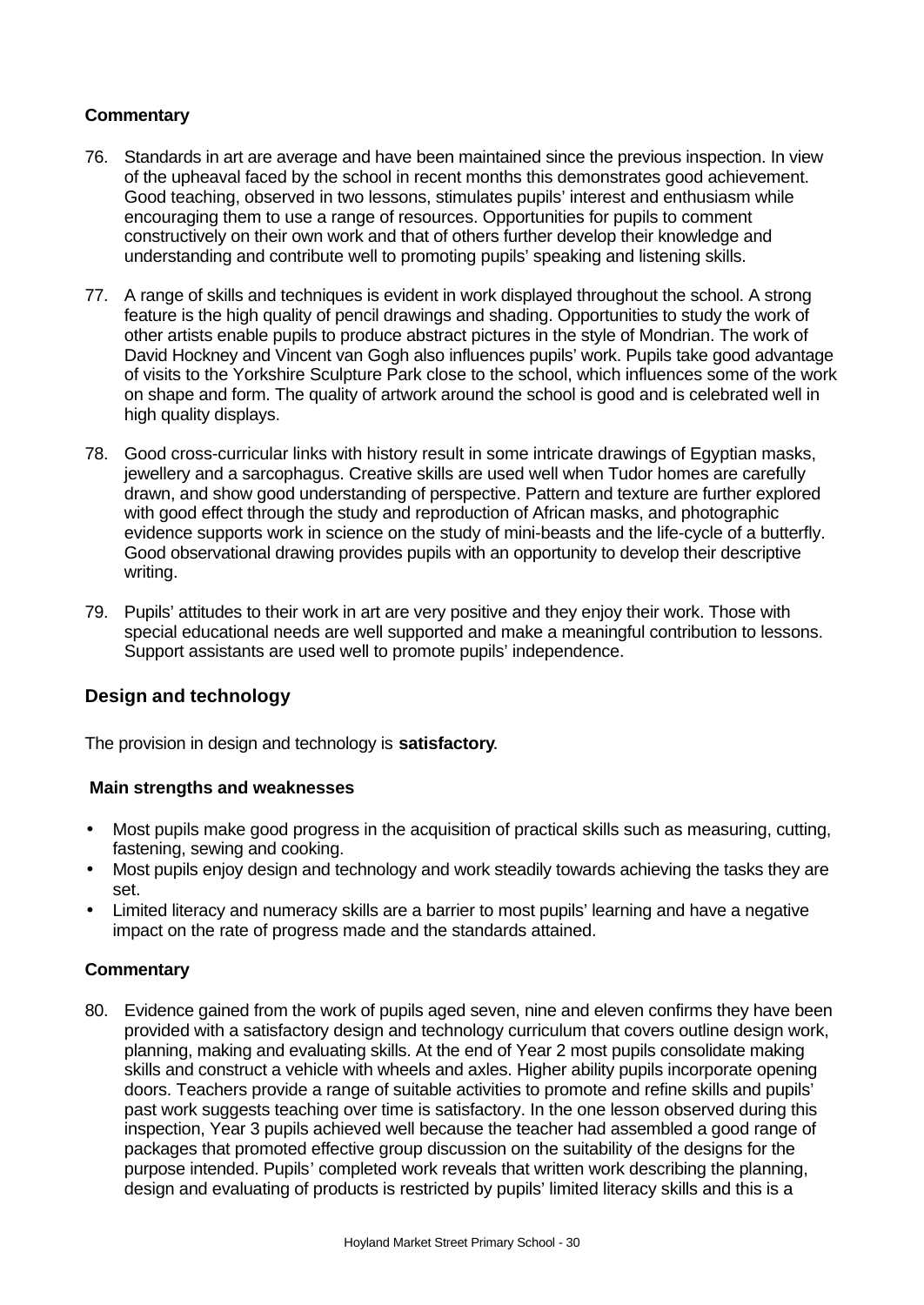### Commentary

76. Standards in art are average and have been maintained since the previous inspection. In view of the upheaval faced by the school in recent months this demonstrates good achievement. Good teaching, observed in two lessons, stimulates pupils' interest and enthusiasm while encouraging them to use a range of resources. Opportunities for pupils to comment constructively on their own work and that of others further develop their knowledge and understanding and contribute well to promoting pupils' speaking and listening skills.

77. A range of skills and techniques is evident in work displayed throughout the school. A strong feature is the high quality of pencil drawings and shading. Opportunities to study the work of other artists enable pupils to produce abstract pictures in the style of Mondrian. The work of David Hockney and Vincent van Gogh also influences pupils' work. Pupils take good advantage of visits to the Yorkshire Sculpture Park close to the school, which influences some of the work on shape and form. The quality of artwork around the school is good and is celebrated well in high quality displays.

78. Good cross-curricular links with history result in some intricate drawings of Egyptian masks, jewellery and a sarcophagus. Creative skills are used well when Tudor homes are carefully drawn, and show good understanding of perspective. Pattern and texture are further explored with good effect through the study and reproduction of African masks, and photographic evidence supports work in science on the study of mini-beasts and the life-cycle of a butterfly. Good observational drawing provides pupils with an opportunity to develop their descriptive writing.

79. Pupils' attitudes to their work in art are very positive and they enjoy their work. Those with special educational needs are well supported and make a meaningful contribution to lessons. Support assistants are used well to promote pupils' independence.

## Design and technology

The provision in design and technology is **satisfactory**.

### Main strengths and weaknesses

- Most pupils make good progress in the acquisition of practical skills such as measuring, cutting, fastening, sewing and cooking.
- Most pupils enjoy design and technology and work steadily towards achieving the tasks they are set.
- Limited literacy and numeracy skills are a barrier to most pupils' learning and have a negative impact on the rate of progress made and the standards attained.

### Commentary

80. Evidence gained from the work of pupils aged seven, nine and eleven confirms they have been provided with a satisfactory design and technology curriculum that covers outline design work, planning, making and evaluating skills. At the end of Year 2 most pupils consolidate making skills and construct a vehicle with wheels and axles. Higher ability pupils incorporate opening doors. Teachers provide a range of suitable activities to promote and refine skills and pupils' past work suggests teaching over time is satisfactory. In the one lesson observed during this inspection, Year 3 pupils achieved well because the teacher had assembled a good range of packages that promoted effective group discussion on the suitability of the designs for the purpose intended. Pupils' completed work reveals that written work describing the planning, design and evaluating of products is restricted by pupils' limited literacy skills and this is a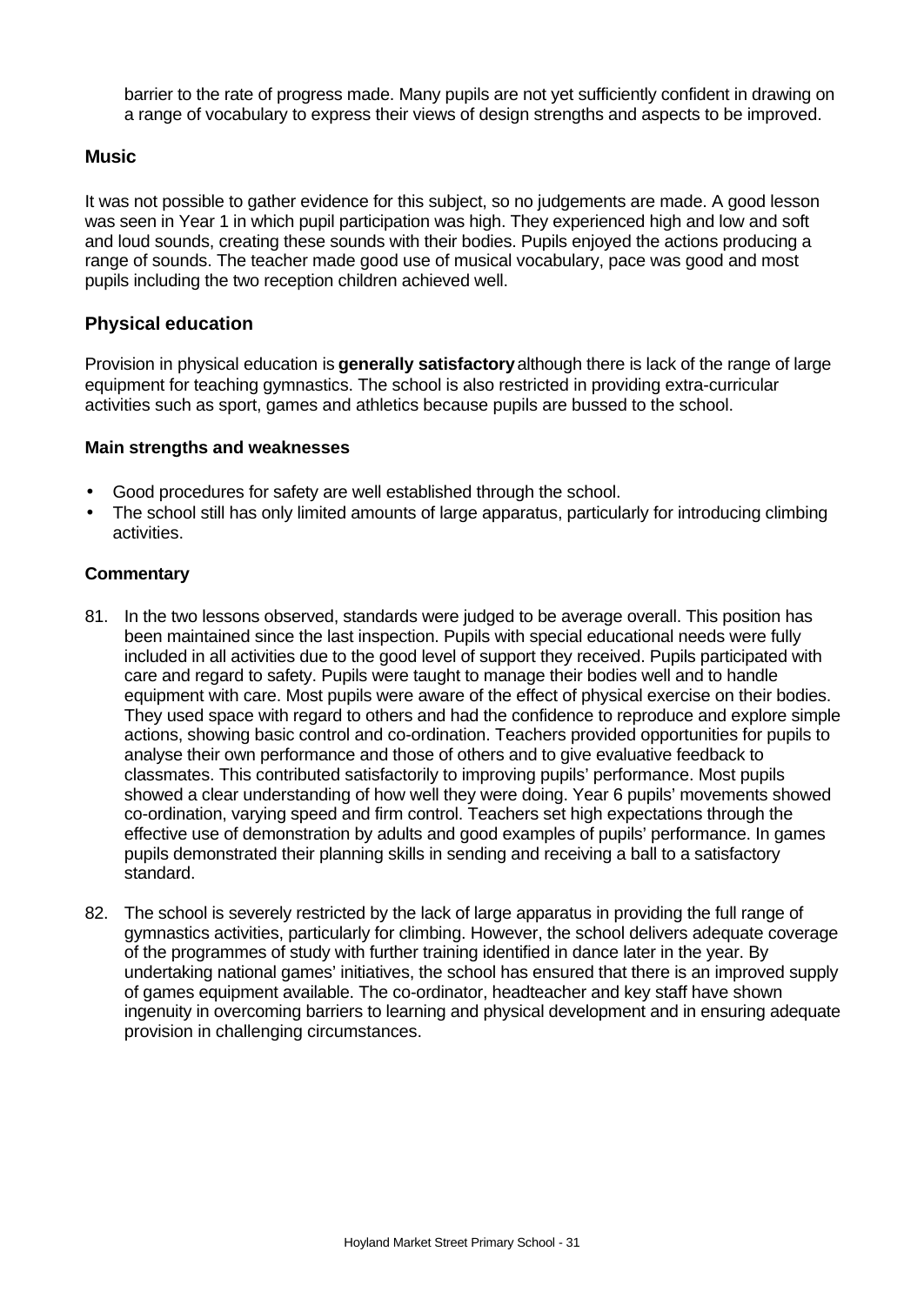barrier to the rate of progress made. Many pupils are not yet sufficiently confident in drawing on a range of vocabulary to express their views of design strengths and aspects to be improved.

### Music

It was not possible to gather evidence for this subject, so no judgements are made. A good lesson was seen in Year 1 in which pupil participation was high. They experienced high and low and soft and loud sounds, creating these sounds with their bodies. Pupils enjoyed the actions producing a range of sounds. The teacher made good use of musical vocabulary, pace was good and most pupils including the two reception children achieved well.

## Physical education

Provision in physical education is **generally satisfactory** although there is lack of the range of large equipment for teaching gymnastics. The school is also restricted in providing extra-curricular activities such as sport, games and athletics because pupils are bussed to the school.

### Main strengths and weaknesses

- Good procedures for safety are well established through the school.
- The school still has only limited amounts of large apparatus, particularly for introducing climbing activities.

### Commentary

81. In the two lessons observed, standards were judged to be average overall. This position has been maintained since the last inspection. Pupils with special educational needs were fully included in all activities due to the good level of support they received. Pupils participated with care and regard to safety. Pupils were taught to manage their bodies well and to handle equipment with care. Most pupils were aware of the effect of physical exercise on their bodies. They used space with regard to others and had the confidence to reproduce and explore simple actions, showing basic control and co-ordination. Teachers provided opportunities for pupils to analyse their own performance and those of others and to give evaluative feedback to classmates. This contributed satisfactorily to improving pupils' performance. Most pupils showed a clear understanding of how well they were doing. Year 6 pupils' movements showed co-ordination, varying speed and firm control. Teachers set high expectations through the effective use of demonstration by adults and good examples of pupils' performance. In games pupils demonstrated their planning skills in sending and receiving a ball to a satisfactory standard.

82. The school is severely restricted by the lack of large apparatus in providing the full range of gymnastics activities, particularly for climbing. However, the school delivers adequate coverage of the programmes of study with further training identified in dance later in the year. By undertaking national games' initiatives, the school has ensured that there is an improved supply of games equipment available. The co-ordinator, headteacher and key staff have shown ingenuity in overcoming barriers to learning and physical development and in ensuring adequate provision in challenging circumstances.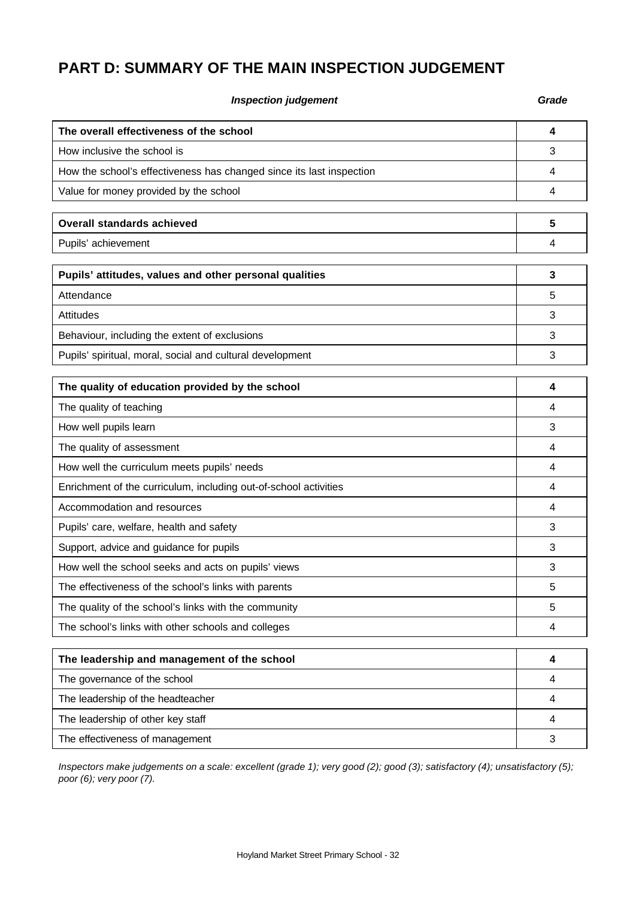# PART D: SUMMARY OF THE MAIN INSPECTION JUDGEMENT

| *Inspection judgement* | *Grade* |
|---|---|
| **The overall effectiveness of the school** | **4** |
| How inclusive the school is | 3 |
| How the school's effectiveness has changed since its last inspection | 4 |
| Value for money provided by the school | 4 |
| **Overall standards achieved** | **5** |
| Pupils' achievement | 4 |
| **Pupils' attitudes, values and other personal qualities** | **3** |
| Attendance | 5 |
| Attitudes | 3 |
| Behaviour, including the extent of exclusions | 3 |
| Pupils' spiritual, moral, social and cultural development | 3 |
| **The quality of education provided by the school** | **4** |
| The quality of teaching | 4 |
| How well pupils learn | 3 |
| The quality of assessment | 4 |
| How well the curriculum meets pupils' needs | 4 |
| Enrichment of the curriculum, including out-of-school activities | 4 |
| Accommodation and resources | 4 |
| Pupils' care, welfare, health and safety | 3 |
| Support, advice and guidance for pupils | 3 |
| How well the school seeks and acts on pupils' views | 3 |
| The effectiveness of the school's links with parents | 5 |
| The quality of the school's links with the community | 5 |
| The school's links with other schools and colleges | 4 |
| **The leadership and management of the school** | **4** |
| The governance of the school | 4 |
| The leadership of the headteacher | 4 |
| The leadership of other key staff | 4 |
| The effectiveness of management | 3 |

*Inspectors make judgements on a scale: excellent (grade 1); very good (2); good (3); satisfactory (4); unsatisfactory (5); poor (6); very poor (7).*